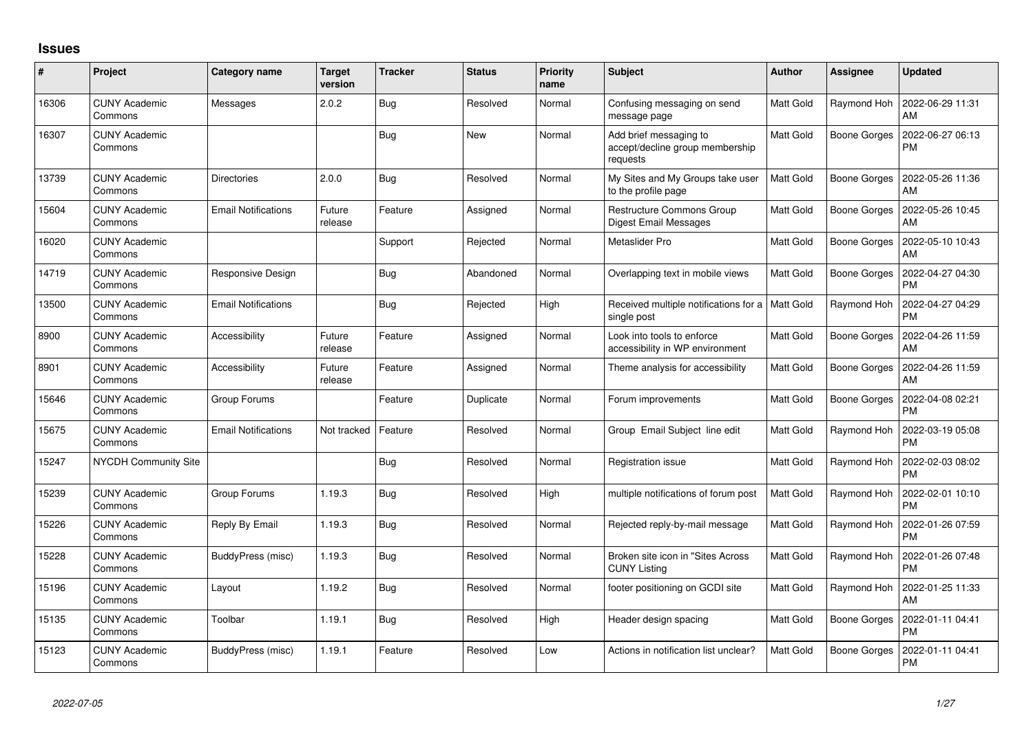## Issues

| # | Project | Category name | Target version | Tracker | Status | Priority name | Subject | Author | Assignee | Updated |
|---|---|---|---|---|---|---|---|---|---|---|
| 16306 | CUNY Academic Commons | Messages | 2.0.2 | Bug | Resolved | Normal | Confusing messaging on send message page | Matt Gold | Raymond Hoh | 2022-06-29 11:31 AM |
| 16307 | CUNY Academic Commons | | | Bug | New | Normal | Add brief messaging to accept/decline group membership requests | Matt Gold | Boone Gorges | 2022-06-27 06:13 PM |
| 13739 | CUNY Academic Commons | Directories | 2.0.0 | Bug | Resolved | Normal | My Sites and My Groups take user to the profile page | Matt Gold | Boone Gorges | 2022-05-26 11:36 AM |
| 15604 | CUNY Academic Commons | Email Notifications | Future release | Feature | Assigned | Normal | Restructure Commons Group Digest Email Messages | Matt Gold | Boone Gorges | 2022-05-26 10:45 AM |
| 16020 | CUNY Academic Commons | | | Support | Rejected | Normal | Metaslider Pro | Matt Gold | Boone Gorges | 2022-05-10 10:43 AM |
| 14719 | CUNY Academic Commons | Responsive Design | | Bug | Abandoned | Normal | Overlapping text in mobile views | Matt Gold | Boone Gorges | 2022-04-27 04:30 PM |
| 13500 | CUNY Academic Commons | Email Notifications | | Bug | Rejected | High | Received multiple notifications for a single post | Matt Gold | Raymond Hoh | 2022-04-27 04:29 PM |
| 8900 | CUNY Academic Commons | Accessibility | Future release | Feature | Assigned | Normal | Look into tools to enforce accessibility in WP environment | Matt Gold | Boone Gorges | 2022-04-26 11:59 AM |
| 8901 | CUNY Academic Commons | Accessibility | Future release | Feature | Assigned | Normal | Theme analysis for accessibility | Matt Gold | Boone Gorges | 2022-04-26 11:59 AM |
| 15646 | CUNY Academic Commons | Group Forums | | Feature | Duplicate | Normal | Forum improvements | Matt Gold | Boone Gorges | 2022-04-08 02:21 PM |
| 15675 | CUNY Academic Commons | Email Notifications | Not tracked | Feature | Resolved | Normal | Group Email Subject line edit | Matt Gold | Raymond Hoh | 2022-03-19 05:08 PM |
| 15247 | NYCDH Community Site | | | Bug | Resolved | Normal | Registration issue | Matt Gold | Raymond Hoh | 2022-02-03 08:02 PM |
| 15239 | CUNY Academic Commons | Group Forums | 1.19.3 | Bug | Resolved | High | multiple notifications of forum post | Matt Gold | Raymond Hoh | 2022-02-01 10:10 PM |
| 15226 | CUNY Academic Commons | Reply By Email | 1.19.3 | Bug | Resolved | Normal | Rejected reply-by-mail message | Matt Gold | Raymond Hoh | 2022-01-26 07:59 PM |
| 15228 | CUNY Academic Commons | BuddyPress (misc) | 1.19.3 | Bug | Resolved | Normal | Broken site icon in "Sites Across CUNY Listing | Matt Gold | Raymond Hoh | 2022-01-26 07:48 PM |
| 15196 | CUNY Academic Commons | Layout | 1.19.2 | Bug | Resolved | Normal | footer positioning on GCDI site | Matt Gold | Raymond Hoh | 2022-01-25 11:33 AM |
| 15135 | CUNY Academic Commons | Toolbar | 1.19.1 | Bug | Resolved | High | Header design spacing | Matt Gold | Boone Gorges | 2022-01-11 04:41 PM |
| 15123 | CUNY Academic Commons | BuddyPress (misc) | 1.19.1 | Feature | Resolved | Low | Actions in notification list unclear? | Matt Gold | Boone Gorges | 2022-01-11 04:41 PM |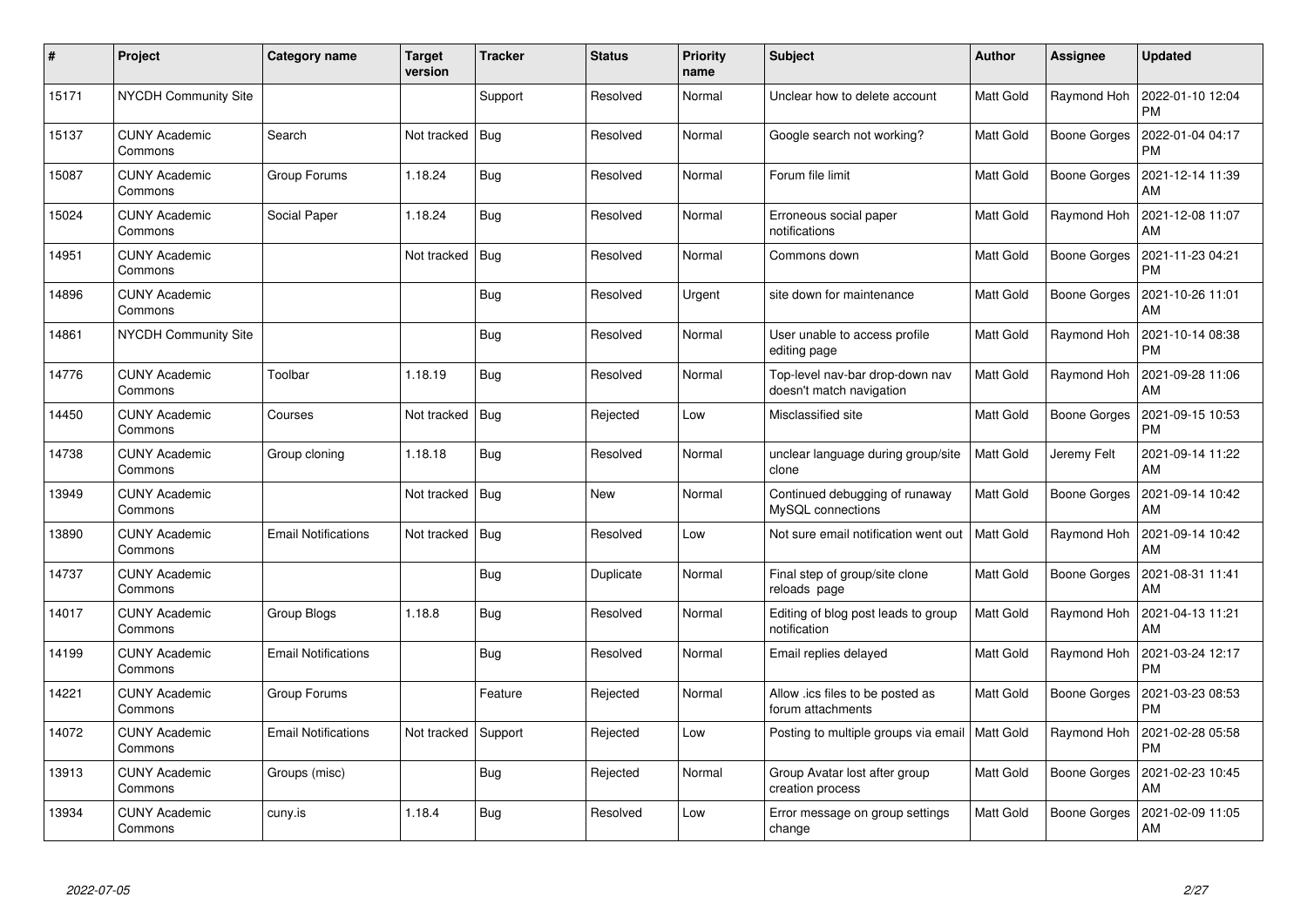| # | Project | Category name | Target version | Tracker | Status | Priority name | Subject | Author | Assignee | Updated |
|---|---|---|---|---|---|---|---|---|---|---|
| 15171 | NYCDH Community Site | | | Support | Resolved | Normal | Unclear how to delete account | Matt Gold | Raymond Hoh | 2022-01-10 12:04 PM |
| 15137 | CUNY Academic Commons | Search | Not tracked | Bug | Resolved | Normal | Google search not working? | Matt Gold | Boone Gorges | 2022-01-04 04:17 PM |
| 15087 | CUNY Academic Commons | Group Forums | 1.18.24 | Bug | Resolved | Normal | Forum file limit | Matt Gold | Boone Gorges | 2021-12-14 11:39 AM |
| 15024 | CUNY Academic Commons | Social Paper | 1.18.24 | Bug | Resolved | Normal | Erroneous social paper notifications | Matt Gold | Raymond Hoh | 2021-12-08 11:07 AM |
| 14951 | CUNY Academic Commons | | Not tracked | Bug | Resolved | Normal | Commons down | Matt Gold | Boone Gorges | 2021-11-23 04:21 PM |
| 14896 | CUNY Academic Commons | | | Bug | Resolved | Urgent | site down for maintenance | Matt Gold | Boone Gorges | 2021-10-26 11:01 AM |
| 14861 | NYCDH Community Site | | | Bug | Resolved | Normal | User unable to access profile editing page | Matt Gold | Raymond Hoh | 2021-10-14 08:38 PM |
| 14776 | CUNY Academic Commons | Toolbar | 1.18.19 | Bug | Resolved | Normal | Top-level nav-bar drop-down nav doesn't match navigation | Matt Gold | Raymond Hoh | 2021-09-28 11:06 AM |
| 14450 | CUNY Academic Commons | Courses | Not tracked | Bug | Rejected | Low | Misclassified site | Matt Gold | Boone Gorges | 2021-09-15 10:53 PM |
| 14738 | CUNY Academic Commons | Group cloning | 1.18.18 | Bug | Resolved | Normal | unclear language during group/site clone | Matt Gold | Jeremy Felt | 2021-09-14 11:22 AM |
| 13949 | CUNY Academic Commons | | Not tracked | Bug | New | Normal | Continued debugging of runaway MySQL connections | Matt Gold | Boone Gorges | 2021-09-14 10:42 AM |
| 13890 | CUNY Academic Commons | Email Notifications | Not tracked | Bug | Resolved | Low | Not sure email notification went out | Matt Gold | Raymond Hoh | 2021-09-14 10:42 AM |
| 14737 | CUNY Academic Commons | | | Bug | Duplicate | Normal | Final step of group/site clone reloads page | Matt Gold | Boone Gorges | 2021-08-31 11:41 AM |
| 14017 | CUNY Academic Commons | Group Blogs | 1.18.8 | Bug | Resolved | Normal | Editing of blog post leads to group notification | Matt Gold | Raymond Hoh | 2021-04-13 11:21 AM |
| 14199 | CUNY Academic Commons | Email Notifications | | Bug | Resolved | Normal | Email replies delayed | Matt Gold | Raymond Hoh | 2021-03-24 12:17 PM |
| 14221 | CUNY Academic Commons | Group Forums | | Feature | Rejected | Normal | Allow .ics files to be posted as forum attachments | Matt Gold | Boone Gorges | 2021-03-23 08:53 PM |
| 14072 | CUNY Academic Commons | Email Notifications | Not tracked | Support | Rejected | Low | Posting to multiple groups via email | Matt Gold | Raymond Hoh | 2021-02-28 05:58 PM |
| 13913 | CUNY Academic Commons | Groups (misc) | | Bug | Rejected | Normal | Group Avatar lost after group creation process | Matt Gold | Boone Gorges | 2021-02-23 10:45 AM |
| 13934 | CUNY Academic Commons | cuny.is | 1.18.4 | Bug | Resolved | Low | Error message on group settings change | Matt Gold | Boone Gorges | 2021-02-09 11:05 AM |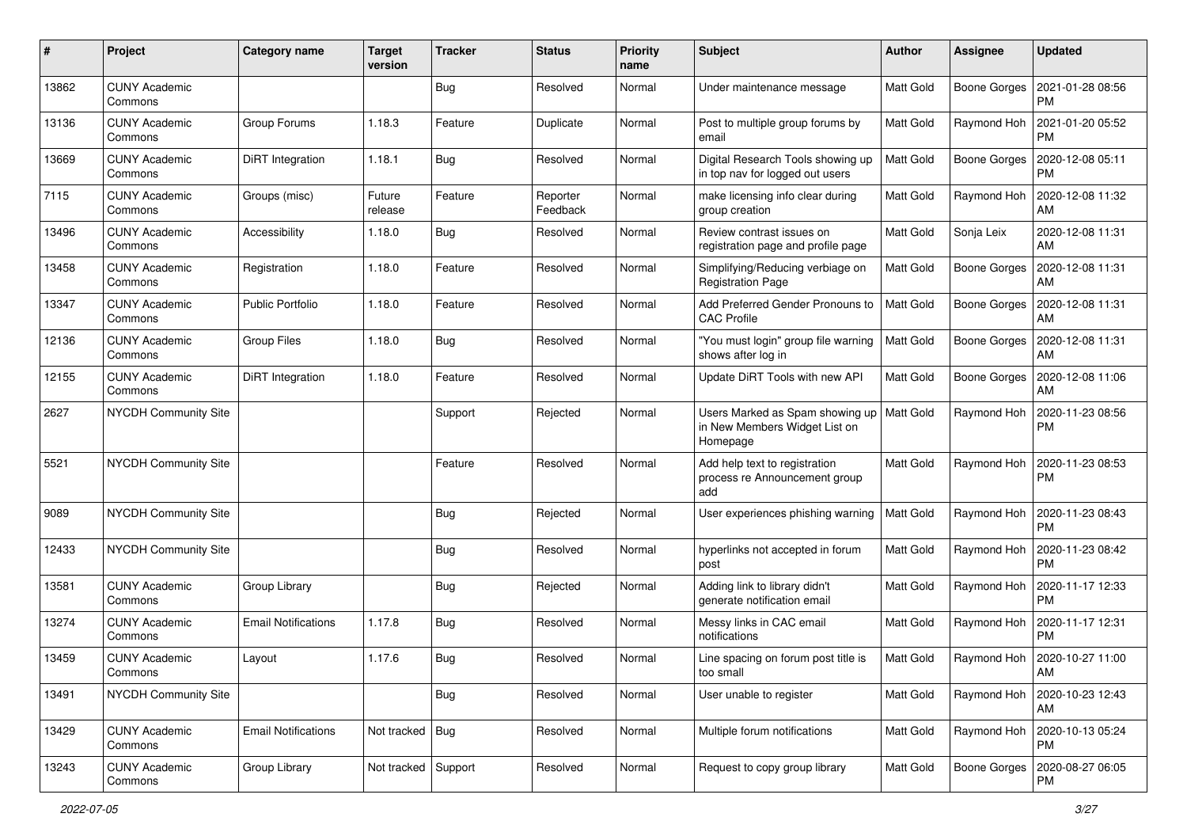| # | Project | Category name | Target version | Tracker | Status | Priority name | Subject | Author | Assignee | Updated |
|---|---|---|---|---|---|---|---|---|---|---|
| 13862 | CUNY Academic Commons | | | Bug | Resolved | Normal | Under maintenance message | Matt Gold | Boone Gorges | 2021-01-28 08:56 PM |
| 13136 | CUNY Academic Commons | Group Forums | 1.18.3 | Feature | Duplicate | Normal | Post to multiple group forums by email | Matt Gold | Raymond Hoh | 2021-01-20 05:52 PM |
| 13669 | CUNY Academic Commons | DiRT Integration | 1.18.1 | Bug | Resolved | Normal | Digital Research Tools showing up in top nav for logged out users | Matt Gold | Boone Gorges | 2020-12-08 05:11 PM |
| 7115 | CUNY Academic Commons | Groups (misc) | Future release | Feature | Reporter Feedback | Normal | make licensing info clear during group creation | Matt Gold | Raymond Hoh | 2020-12-08 11:32 AM |
| 13496 | CUNY Academic Commons | Accessibility | 1.18.0 | Bug | Resolved | Normal | Review contrast issues on registration page and profile page | Matt Gold | Sonja Leix | 2020-12-08 11:31 AM |
| 13458 | CUNY Academic Commons | Registration | 1.18.0 | Feature | Resolved | Normal | Simplifying/Reducing verbiage on Registration Page | Matt Gold | Boone Gorges | 2020-12-08 11:31 AM |
| 13347 | CUNY Academic Commons | Public Portfolio | 1.18.0 | Feature | Resolved | Normal | Add Preferred Gender Pronouns to CAC Profile | Matt Gold | Boone Gorges | 2020-12-08 11:31 AM |
| 12136 | CUNY Academic Commons | Group Files | 1.18.0 | Bug | Resolved | Normal | "You must login" group file warning shows after log in | Matt Gold | Boone Gorges | 2020-12-08 11:31 AM |
| 12155 | CUNY Academic Commons | DiRT Integration | 1.18.0 | Feature | Resolved | Normal | Update DiRT Tools with new API | Matt Gold | Boone Gorges | 2020-12-08 11:06 AM |
| 2627 | NYCDH Community Site | | | Support | Rejected | Normal | Users Marked as Spam showing up in New Members Widget List on Homepage | Matt Gold | Raymond Hoh | 2020-11-23 08:56 PM |
| 5521 | NYCDH Community Site | | | Feature | Resolved | Normal | Add help text to registration process re Announcement group add | Matt Gold | Raymond Hoh | 2020-11-23 08:53 PM |
| 9089 | NYCDH Community Site | | | Bug | Rejected | Normal | User experiences phishing warning | Matt Gold | Raymond Hoh | 2020-11-23 08:43 PM |
| 12433 | NYCDH Community Site | | | Bug | Resolved | Normal | hyperlinks not accepted in forum post | Matt Gold | Raymond Hoh | 2020-11-23 08:42 PM |
| 13581 | CUNY Academic Commons | Group Library | | Bug | Rejected | Normal | Adding link to library didn't generate notification email | Matt Gold | Raymond Hoh | 2020-11-17 12:33 PM |
| 13274 | CUNY Academic Commons | Email Notifications | 1.17.8 | Bug | Resolved | Normal | Messy links in CAC email notifications | Matt Gold | Raymond Hoh | 2020-11-17 12:31 PM |
| 13459 | CUNY Academic Commons | Layout | 1.17.6 | Bug | Resolved | Normal | Line spacing on forum post title is too small | Matt Gold | Raymond Hoh | 2020-10-27 11:00 AM |
| 13491 | NYCDH Community Site | | | Bug | Resolved | Normal | User unable to register | Matt Gold | Raymond Hoh | 2020-10-23 12:43 AM |
| 13429 | CUNY Academic Commons | Email Notifications | Not tracked | Bug | Resolved | Normal | Multiple forum notifications | Matt Gold | Raymond Hoh | 2020-10-13 05:24 PM |
| 13243 | CUNY Academic Commons | Group Library | Not tracked | Support | Resolved | Normal | Request to copy group library | Matt Gold | Boone Gorges | 2020-08-27 06:05 PM |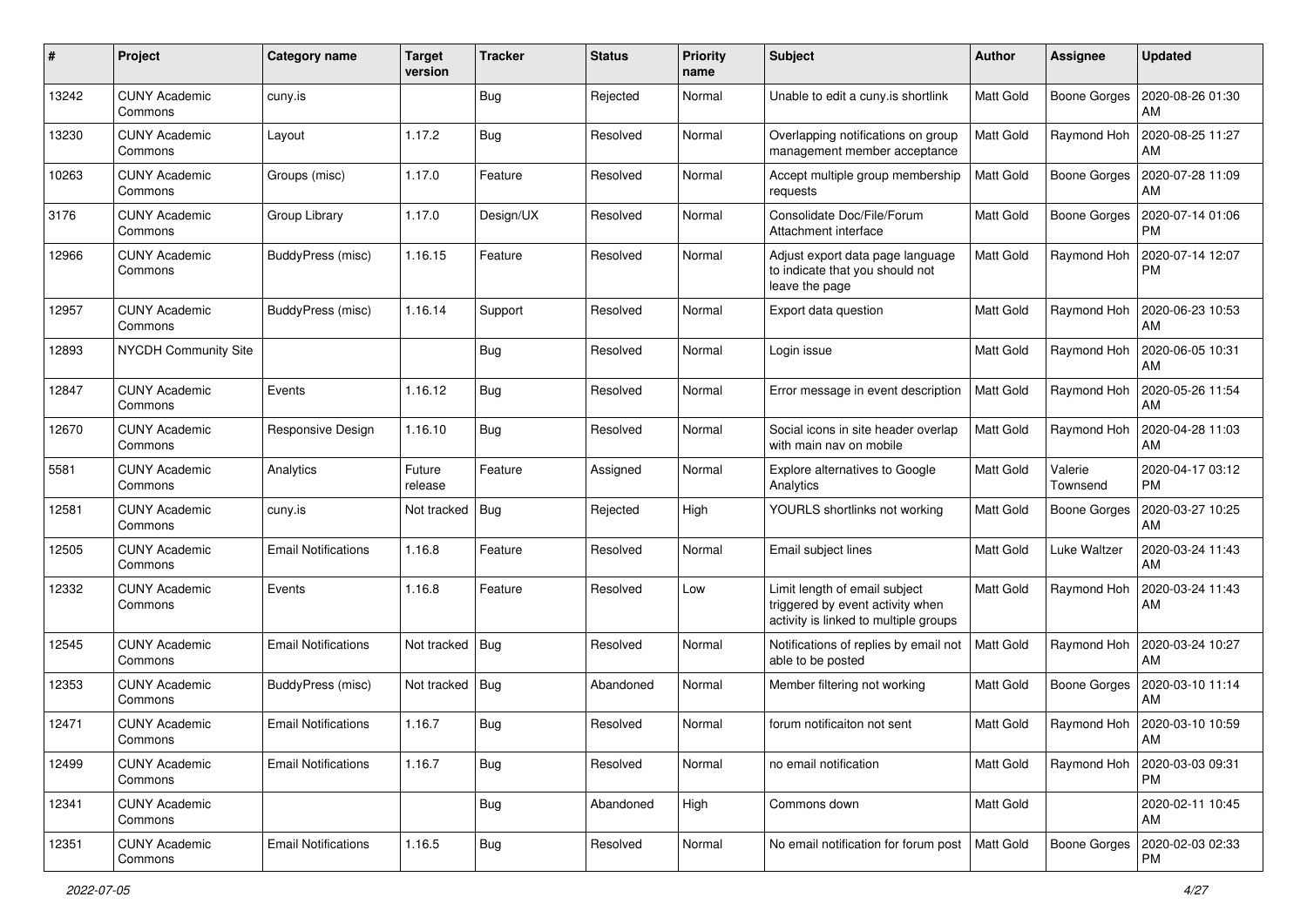| # | Project | Category name | Target version | Tracker | Status | Priority name | Subject | Author | Assignee | Updated |
|---|---|---|---|---|---|---|---|---|---|---|
| 13242 | CUNY Academic Commons | cuny.is | | Bug | Rejected | Normal | Unable to edit a cuny.is shortlink | Matt Gold | Boone Gorges | 2020-08-26 01:30 AM |
| 13230 | CUNY Academic Commons | Layout | 1.17.2 | Bug | Resolved | Normal | Overlapping notifications on group management member acceptance | Matt Gold | Raymond Hoh | 2020-08-25 11:27 AM |
| 10263 | CUNY Academic Commons | Groups (misc) | 1.17.0 | Feature | Resolved | Normal | Accept multiple group membership requests | Matt Gold | Boone Gorges | 2020-07-28 11:09 AM |
| 3176 | CUNY Academic Commons | Group Library | 1.17.0 | Design/UX | Resolved | Normal | Consolidate Doc/File/Forum Attachment interface | Matt Gold | Boone Gorges | 2020-07-14 01:06 PM |
| 12966 | CUNY Academic Commons | BuddyPress (misc) | 1.16.15 | Feature | Resolved | Normal | Adjust export data page language to indicate that you should not leave the page | Matt Gold | Raymond Hoh | 2020-07-14 12:07 PM |
| 12957 | CUNY Academic Commons | BuddyPress (misc) | 1.16.14 | Support | Resolved | Normal | Export data question | Matt Gold | Raymond Hoh | 2020-06-23 10:53 AM |
| 12893 | NYCDH Community Site | | | Bug | Resolved | Normal | Login issue | Matt Gold | Raymond Hoh | 2020-06-05 10:31 AM |
| 12847 | CUNY Academic Commons | Events | 1.16.12 | Bug | Resolved | Normal | Error message in event description | Matt Gold | Raymond Hoh | 2020-05-26 11:54 AM |
| 12670 | CUNY Academic Commons | Responsive Design | 1.16.10 | Bug | Resolved | Normal | Social icons in site header overlap with main nav on mobile | Matt Gold | Raymond Hoh | 2020-04-28 11:03 AM |
| 5581 | CUNY Academic Commons | Analytics | Future release | Feature | Assigned | Normal | Explore alternatives to Google Analytics | Matt Gold | Valerie Townsend | 2020-04-17 03:12 PM |
| 12581 | CUNY Academic Commons | cuny.is | Not tracked | Bug | Rejected | High | YOURLS shortlinks not working | Matt Gold | Boone Gorges | 2020-03-27 10:25 AM |
| 12505 | CUNY Academic Commons | Email Notifications | 1.16.8 | Feature | Resolved | Normal | Email subject lines | Matt Gold | Luke Waltzer | 2020-03-24 11:43 AM |
| 12332 | CUNY Academic Commons | Events | 1.16.8 | Feature | Resolved | Low | Limit length of email subject triggered by event activity when activity is linked to multiple groups | Matt Gold | Raymond Hoh | 2020-03-24 11:43 AM |
| 12545 | CUNY Academic Commons | Email Notifications | Not tracked | Bug | Resolved | Normal | Notifications of replies by email not able to be posted | Matt Gold | Raymond Hoh | 2020-03-24 10:27 AM |
| 12353 | CUNY Academic Commons | BuddyPress (misc) | Not tracked | Bug | Abandoned | Normal | Member filtering not working | Matt Gold | Boone Gorges | 2020-03-10 11:14 AM |
| 12471 | CUNY Academic Commons | Email Notifications | 1.16.7 | Bug | Resolved | Normal | forum notificaiton not sent | Matt Gold | Raymond Hoh | 2020-03-10 10:59 AM |
| 12499 | CUNY Academic Commons | Email Notifications | 1.16.7 | Bug | Resolved | Normal | no email notification | Matt Gold | Raymond Hoh | 2020-03-03 09:31 PM |
| 12341 | CUNY Academic Commons | | | Bug | Abandoned | High | Commons down | Matt Gold | | 2020-02-11 10:45 AM |
| 12351 | CUNY Academic Commons | Email Notifications | 1.16.5 | Bug | Resolved | Normal | No email notification for forum post | Matt Gold | Boone Gorges | 2020-02-03 02:33 PM |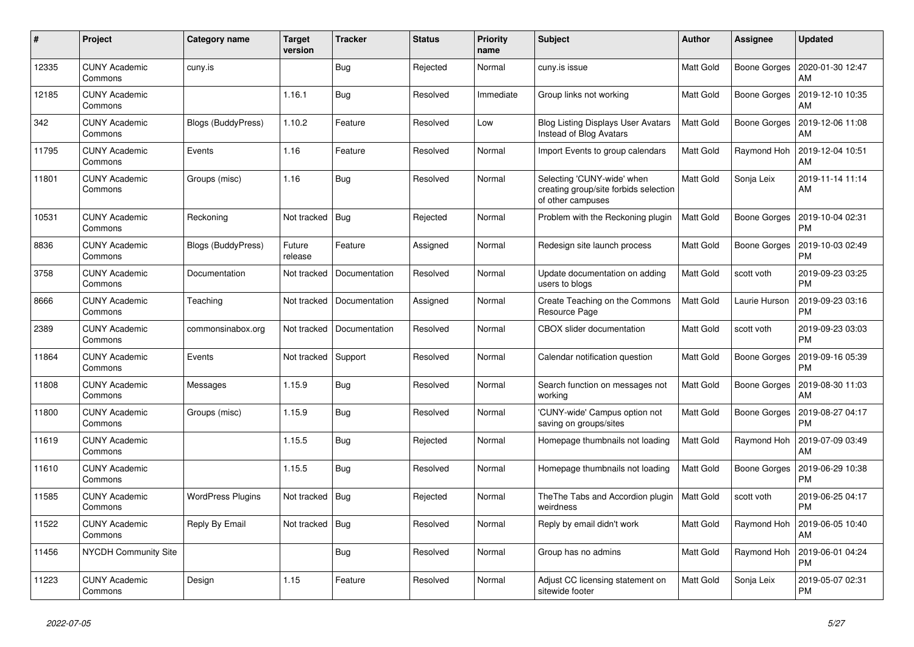| # | Project | Category name | Target version | Tracker | Status | Priority name | Subject | Author | Assignee | Updated |
|---|---|---|---|---|---|---|---|---|---|---|
| 12335 | CUNY Academic Commons | cuny.is | | Bug | Rejected | Normal | cuny.is issue | Matt Gold | Boone Gorges | 2020-01-30 12:47 AM |
| 12185 | CUNY Academic Commons | | 1.16.1 | Bug | Resolved | Immediate | Group links not working | Matt Gold | Boone Gorges | 2019-12-10 10:35 AM |
| 342 | CUNY Academic Commons | Blogs (BuddyPress) | 1.10.2 | Feature | Resolved | Low | Blog Listing Displays User Avatars Instead of Blog Avatars | Matt Gold | Boone Gorges | 2019-12-06 11:08 AM |
| 11795 | CUNY Academic Commons | Events | 1.16 | Feature | Resolved | Normal | Import Events to group calendars | Matt Gold | Raymond Hoh | 2019-12-04 10:51 AM |
| 11801 | CUNY Academic Commons | Groups (misc) | 1.16 | Bug | Resolved | Normal | Selecting 'CUNY-wide' when creating group/site forbids selection of other campuses | Matt Gold | Sonja Leix | 2019-11-14 11:14 AM |
| 10531 | CUNY Academic Commons | Reckoning | Not tracked | Bug | Rejected | Normal | Problem with the Reckoning plugin | Matt Gold | Boone Gorges | 2019-10-04 02:31 PM |
| 8836 | CUNY Academic Commons | Blogs (BuddyPress) | Future release | Feature | Assigned | Normal | Redesign site launch process | Matt Gold | Boone Gorges | 2019-10-03 02:49 PM |
| 3758 | CUNY Academic Commons | Documentation | Not tracked | Documentation | Resolved | Normal | Update documentation on adding users to blogs | Matt Gold | scott voth | 2019-09-23 03:25 PM |
| 8666 | CUNY Academic Commons | Teaching | Not tracked | Documentation | Assigned | Normal | Create Teaching on the Commons Resource Page | Matt Gold | Laurie Hurson | 2019-09-23 03:16 PM |
| 2389 | CUNY Academic Commons | commonsinabox.org | Not tracked | Documentation | Resolved | Normal | CBOX slider documentation | Matt Gold | scott voth | 2019-09-23 03:03 PM |
| 11864 | CUNY Academic Commons | Events | Not tracked | Support | Resolved | Normal | Calendar notification question | Matt Gold | Boone Gorges | 2019-09-16 05:39 PM |
| 11808 | CUNY Academic Commons | Messages | 1.15.9 | Bug | Resolved | Normal | Search function on messages not working | Matt Gold | Boone Gorges | 2019-08-30 11:03 AM |
| 11800 | CUNY Academic Commons | Groups (misc) | 1.15.9 | Bug | Resolved | Normal | 'CUNY-wide' Campus option not saving on groups/sites | Matt Gold | Boone Gorges | 2019-08-27 04:17 PM |
| 11619 | CUNY Academic Commons | | 1.15.5 | Bug | Rejected | Normal | Homepage thumbnails not loading | Matt Gold | Raymond Hoh | 2019-07-09 03:49 AM |
| 11610 | CUNY Academic Commons | | 1.15.5 | Bug | Resolved | Normal | Homepage thumbnails not loading | Matt Gold | Boone Gorges | 2019-06-29 10:38 PM |
| 11585 | CUNY Academic Commons | WordPress Plugins | Not tracked | Bug | Rejected | Normal | TheThe Tabs and Accordion plugin weirdness | Matt Gold | scott voth | 2019-06-25 04:17 PM |
| 11522 | CUNY Academic Commons | Reply By Email | Not tracked | Bug | Resolved | Normal | Reply by email didn't work | Matt Gold | Raymond Hoh | 2019-06-05 10:40 AM |
| 11456 | NYCDH Community Site | | | Bug | Resolved | Normal | Group has no admins | Matt Gold | Raymond Hoh | 2019-06-01 04:24 PM |
| 11223 | CUNY Academic Commons | Design | 1.15 | Feature | Resolved | Normal | Adjust CC licensing statement on sitewide footer | Matt Gold | Sonja Leix | 2019-05-07 02:31 PM |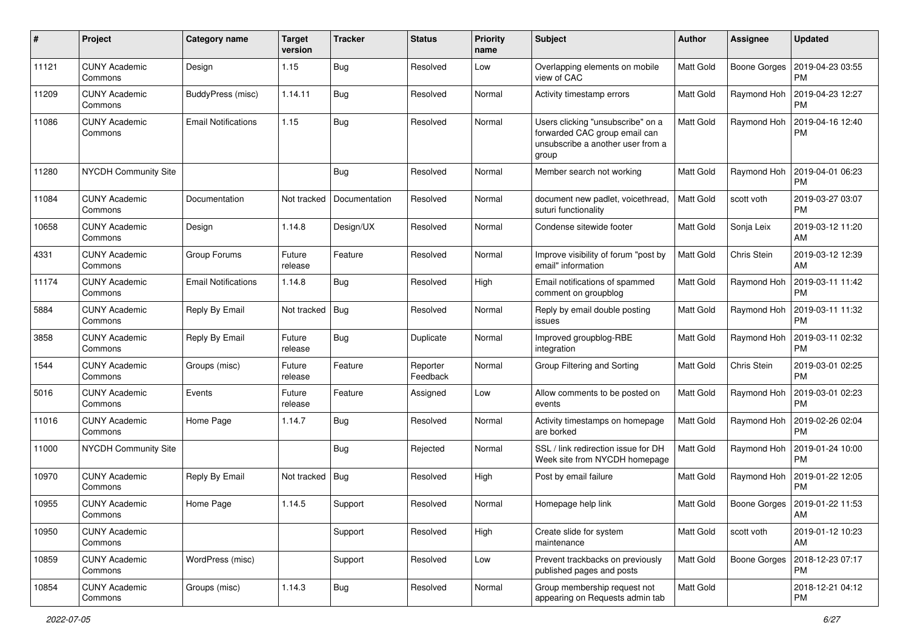| # | Project | Category name | Target version | Tracker | Status | Priority name | Subject | Author | Assignee | Updated |
|---|---|---|---|---|---|---|---|---|---|---|
| 11121 | CUNY Academic Commons | Design | 1.15 | Bug | Resolved | Low | Overlapping elements on mobile view of CAC | Matt Gold | Boone Gorges | 2019-04-23 03:55 PM |
| 11209 | CUNY Academic Commons | BuddyPress (misc) | 1.14.11 | Bug | Resolved | Normal | Activity timestamp errors | Matt Gold | Raymond Hoh | 2019-04-23 12:27 PM |
| 11086 | CUNY Academic Commons | Email Notifications | 1.15 | Bug | Resolved | Normal | Users clicking "unsubscribe" on a forwarded CAC group email can unsubscribe a another user from a group | Matt Gold | Raymond Hoh | 2019-04-16 12:40 PM |
| 11280 | NYCDH Community Site | | | Bug | Resolved | Normal | Member search not working | Matt Gold | Raymond Hoh | 2019-04-01 06:23 PM |
| 11084 | CUNY Academic Commons | Documentation | Not tracked | Documentation | Resolved | Normal | document new padlet, voicethread, suturi functionality | Matt Gold | scott voth | 2019-03-27 03:07 PM |
| 10658 | CUNY Academic Commons | Design | 1.14.8 | Design/UX | Resolved | Normal | Condense sitewide footer | Matt Gold | Sonja Leix | 2019-03-12 11:20 AM |
| 4331 | CUNY Academic Commons | Group Forums | Future release | Feature | Resolved | Normal | Improve visibility of forum "post by email" information | Matt Gold | Chris Stein | 2019-03-12 12:39 AM |
| 11174 | CUNY Academic Commons | Email Notifications | 1.14.8 | Bug | Resolved | High | Email notifications of spammed comment on groupblog | Matt Gold | Raymond Hoh | 2019-03-11 11:42 PM |
| 5884 | CUNY Academic Commons | Reply By Email | Not tracked | Bug | Resolved | Normal | Reply by email double posting issues | Matt Gold | Raymond Hoh | 2019-03-11 11:32 PM |
| 3858 | CUNY Academic Commons | Reply By Email | Future release | Bug | Duplicate | Normal | Improved groupblog-RBE integration | Matt Gold | Raymond Hoh | 2019-03-11 02:32 PM |
| 1544 | CUNY Academic Commons | Groups (misc) | Future release | Feature | Reporter Feedback | Normal | Group Filtering and Sorting | Matt Gold | Chris Stein | 2019-03-01 02:25 PM |
| 5016 | CUNY Academic Commons | Events | Future release | Feature | Assigned | Low | Allow comments to be posted on events | Matt Gold | Raymond Hoh | 2019-03-01 02:23 PM |
| 11016 | CUNY Academic Commons | Home Page | 1.14.7 | Bug | Resolved | Normal | Activity timestamps on homepage are borked | Matt Gold | Raymond Hoh | 2019-02-26 02:04 PM |
| 11000 | NYCDH Community Site | | | Bug | Rejected | Normal | SSL / link redirection issue for DH Week site from NYCDH homepage | Matt Gold | Raymond Hoh | 2019-01-24 10:00 PM |
| 10970 | CUNY Academic Commons | Reply By Email | Not tracked | Bug | Resolved | High | Post by email failure | Matt Gold | Raymond Hoh | 2019-01-22 12:05 PM |
| 10955 | CUNY Academic Commons | Home Page | 1.14.5 | Support | Resolved | Normal | Homepage help link | Matt Gold | Boone Gorges | 2019-01-22 11:53 AM |
| 10950 | CUNY Academic Commons | | | Support | Resolved | High | Create slide for system maintenance | Matt Gold | scott voth | 2019-01-12 10:23 AM |
| 10859 | CUNY Academic Commons | WordPress (misc) | | Support | Resolved | Low | Prevent trackbacks on previously published pages and posts | Matt Gold | Boone Gorges | 2018-12-23 07:17 PM |
| 10854 | CUNY Academic Commons | Groups (misc) | 1.14.3 | Bug | Resolved | Normal | Group membership request not appearing on Requests admin tab | Matt Gold | | 2018-12-21 04:12 PM |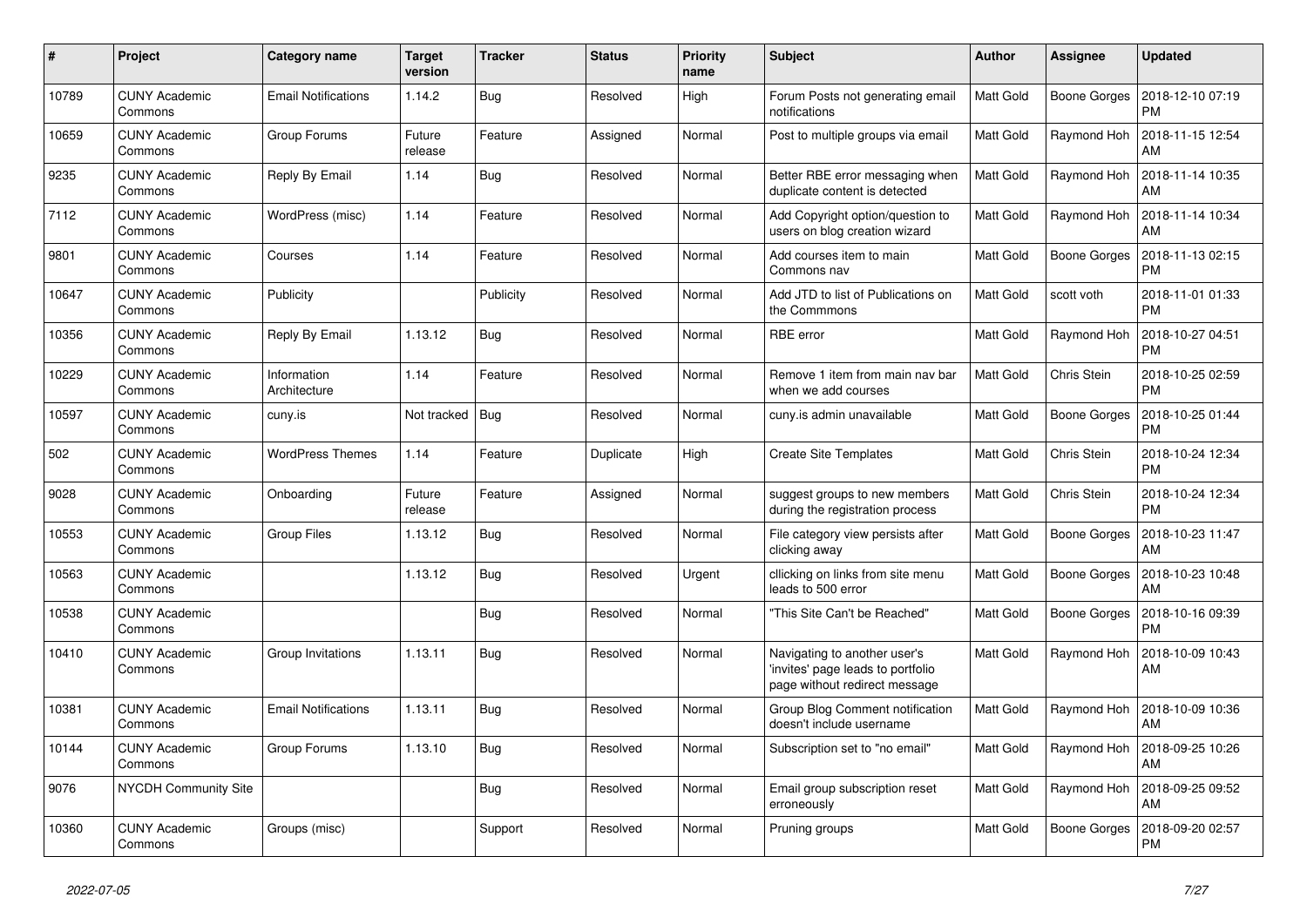| # | Project | Category name | Target version | Tracker | Status | Priority name | Subject | Author | Assignee | Updated |
|---|---|---|---|---|---|---|---|---|---|---|
| 10789 | CUNY Academic Commons | Email Notifications | 1.14.2 | Bug | Resolved | High | Forum Posts not generating email notifications | Matt Gold | Boone Gorges | 2018-12-10 07:19 PM |
| 10659 | CUNY Academic Commons | Group Forums | Future release | Feature | Assigned | Normal | Post to multiple groups via email | Matt Gold | Raymond Hoh | 2018-11-15 12:54 AM |
| 9235 | CUNY Academic Commons | Reply By Email | 1.14 | Bug | Resolved | Normal | Better RBE error messaging when duplicate content is detected | Matt Gold | Raymond Hoh | 2018-11-14 10:35 AM |
| 7112 | CUNY Academic Commons | WordPress (misc) | 1.14 | Feature | Resolved | Normal | Add Copyright option/question to users on blog creation wizard | Matt Gold | Raymond Hoh | 2018-11-14 10:34 AM |
| 9801 | CUNY Academic Commons | Courses | 1.14 | Feature | Resolved | Normal | Add courses item to main Commons nav | Matt Gold | Boone Gorges | 2018-11-13 02:15 PM |
| 10647 | CUNY Academic Commons | Publicity | | Publicity | Resolved | Normal | Add JTD to list of Publications on the Commmons | Matt Gold | scott voth | 2018-11-01 01:33 PM |
| 10356 | CUNY Academic Commons | Reply By Email | 1.13.12 | Bug | Resolved | Normal | RBE error | Matt Gold | Raymond Hoh | 2018-10-27 04:51 PM |
| 10229 | CUNY Academic Commons | Information Architecture | 1.14 | Feature | Resolved | Normal | Remove 1 item from main nav bar when we add courses | Matt Gold | Chris Stein | 2018-10-25 02:59 PM |
| 10597 | CUNY Academic Commons | cuny.is | Not tracked | Bug | Resolved | Normal | cuny.is admin unavailable | Matt Gold | Boone Gorges | 2018-10-25 01:44 PM |
| 502 | CUNY Academic Commons | WordPress Themes | 1.14 | Feature | Duplicate | High | Create Site Templates | Matt Gold | Chris Stein | 2018-10-24 12:34 PM |
| 9028 | CUNY Academic Commons | Onboarding | Future release | Feature | Assigned | Normal | suggest groups to new members during the registration process | Matt Gold | Chris Stein | 2018-10-24 12:34 PM |
| 10553 | CUNY Academic Commons | Group Files | 1.13.12 | Bug | Resolved | Normal | File category view persists after clicking away | Matt Gold | Boone Gorges | 2018-10-23 11:47 AM |
| 10563 | CUNY Academic Commons | | 1.13.12 | Bug | Resolved | Urgent | cllicking on links from site menu leads to 500 error | Matt Gold | Boone Gorges | 2018-10-23 10:48 AM |
| 10538 | CUNY Academic Commons | | | Bug | Resolved | Normal | "This Site Can't be Reached" | Matt Gold | Boone Gorges | 2018-10-16 09:39 PM |
| 10410 | CUNY Academic Commons | Group Invitations | 1.13.11 | Bug | Resolved | Normal | Navigating to another user's 'invites' page leads to portfolio page without redirect message | Matt Gold | Raymond Hoh | 2018-10-09 10:43 AM |
| 10381 | CUNY Academic Commons | Email Notifications | 1.13.11 | Bug | Resolved | Normal | Group Blog Comment notification doesn't include username | Matt Gold | Raymond Hoh | 2018-10-09 10:36 AM |
| 10144 | CUNY Academic Commons | Group Forums | 1.13.10 | Bug | Resolved | Normal | Subscription set to "no email" | Matt Gold | Raymond Hoh | 2018-09-25 10:26 AM |
| 9076 | NYCDH Community Site | | | Bug | Resolved | Normal | Email group subscription reset erroneously | Matt Gold | Raymond Hoh | 2018-09-25 09:52 AM |
| 10360 | CUNY Academic Commons | Groups (misc) | | Support | Resolved | Normal | Pruning groups | Matt Gold | Boone Gorges | 2018-09-20 02:57 PM |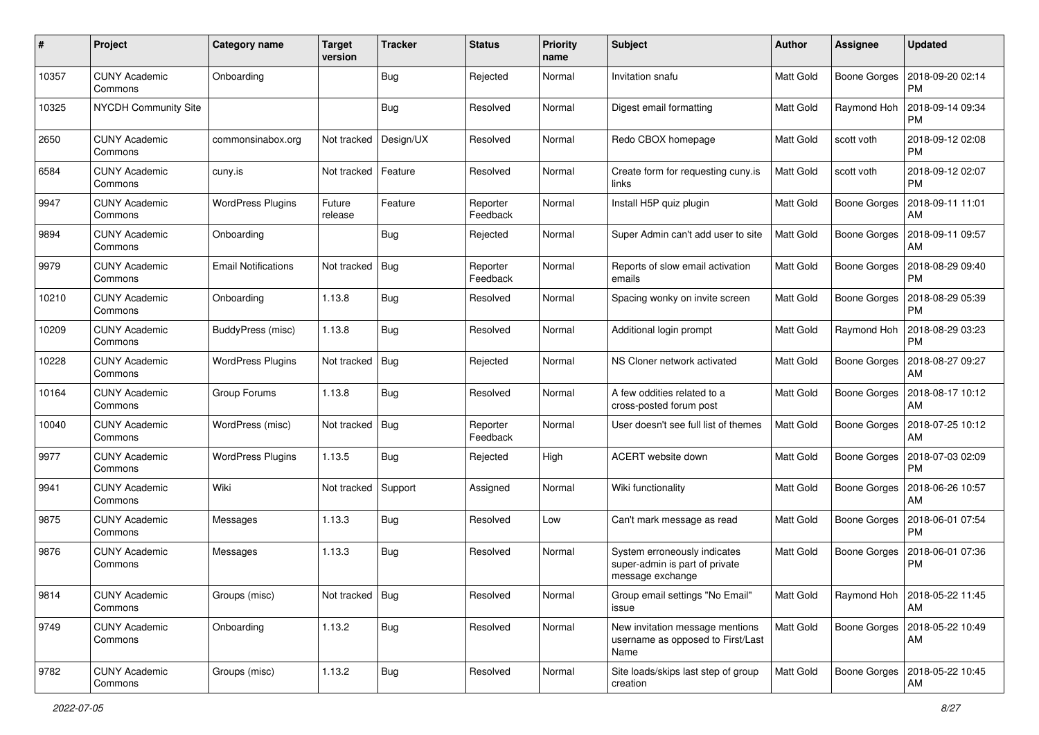| # | Project | Category name | Target version | Tracker | Status | Priority name | Subject | Author | Assignee | Updated |
|---|---|---|---|---|---|---|---|---|---|---|
| 10357 | CUNY Academic Commons | Onboarding | | Bug | Rejected | Normal | Invitation snafu | Matt Gold | Boone Gorges | 2018-09-20 02:14 PM |
| 10325 | NYCDH Community Site | | | Bug | Resolved | Normal | Digest email formatting | Matt Gold | Raymond Hoh | 2018-09-14 09:34 PM |
| 2650 | CUNY Academic Commons | commonsinabox.org | Not tracked | Design/UX | Resolved | Normal | Redo CBOX homepage | Matt Gold | scott voth | 2018-09-12 02:08 PM |
| 6584 | CUNY Academic Commons | cuny.is | Not tracked | Feature | Resolved | Normal | Create form for requesting cuny.is links | Matt Gold | scott voth | 2018-09-12 02:07 PM |
| 9947 | CUNY Academic Commons | WordPress Plugins | Future release | Feature | Reporter Feedback | Normal | Install H5P quiz plugin | Matt Gold | Boone Gorges | 2018-09-11 11:01 AM |
| 9894 | CUNY Academic Commons | Onboarding | | Bug | Rejected | Normal | Super Admin can't add user to site | Matt Gold | Boone Gorges | 2018-09-11 09:57 AM |
| 9979 | CUNY Academic Commons | Email Notifications | Not tracked | Bug | Reporter Feedback | Normal | Reports of slow email activation emails | Matt Gold | Boone Gorges | 2018-08-29 09:40 PM |
| 10210 | CUNY Academic Commons | Onboarding | 1.13.8 | Bug | Resolved | Normal | Spacing wonky on invite screen | Matt Gold | Boone Gorges | 2018-08-29 05:39 PM |
| 10209 | CUNY Academic Commons | BuddyPress (misc) | 1.13.8 | Bug | Resolved | Normal | Additional login prompt | Matt Gold | Raymond Hoh | 2018-08-29 03:23 PM |
| 10228 | CUNY Academic Commons | WordPress Plugins | Not tracked | Bug | Rejected | Normal | NS Cloner network activated | Matt Gold | Boone Gorges | 2018-08-27 09:27 AM |
| 10164 | CUNY Academic Commons | Group Forums | 1.13.8 | Bug | Resolved | Normal | A few oddities related to a cross-posted forum post | Matt Gold | Boone Gorges | 2018-08-17 10:12 AM |
| 10040 | CUNY Academic Commons | WordPress (misc) | Not tracked | Bug | Reporter Feedback | Normal | User doesn't see full list of themes | Matt Gold | Boone Gorges | 2018-07-25 10:12 AM |
| 9977 | CUNY Academic Commons | WordPress Plugins | 1.13.5 | Bug | Rejected | High | ACERT website down | Matt Gold | Boone Gorges | 2018-07-03 02:09 PM |
| 9941 | CUNY Academic Commons | Wiki | Not tracked | Support | Assigned | Normal | Wiki functionality | Matt Gold | Boone Gorges | 2018-06-26 10:57 AM |
| 9875 | CUNY Academic Commons | Messages | 1.13.3 | Bug | Resolved | Low | Can't mark message as read | Matt Gold | Boone Gorges | 2018-06-01 07:54 PM |
| 9876 | CUNY Academic Commons | Messages | 1.13.3 | Bug | Resolved | Normal | System erroneously indicates super-admin is part of private message exchange | Matt Gold | Boone Gorges | 2018-06-01 07:36 PM |
| 9814 | CUNY Academic Commons | Groups (misc) | Not tracked | Bug | Resolved | Normal | Group email settings "No Email" issue | Matt Gold | Raymond Hoh | 2018-05-22 11:45 AM |
| 9749 | CUNY Academic Commons | Onboarding | 1.13.2 | Bug | Resolved | Normal | New invitation message mentions username as opposed to First/Last Name | Matt Gold | Boone Gorges | 2018-05-22 10:49 AM |
| 9782 | CUNY Academic Commons | Groups (misc) | 1.13.2 | Bug | Resolved | Normal | Site loads/skips last step of group creation | Matt Gold | Boone Gorges | 2018-05-22 10:45 AM |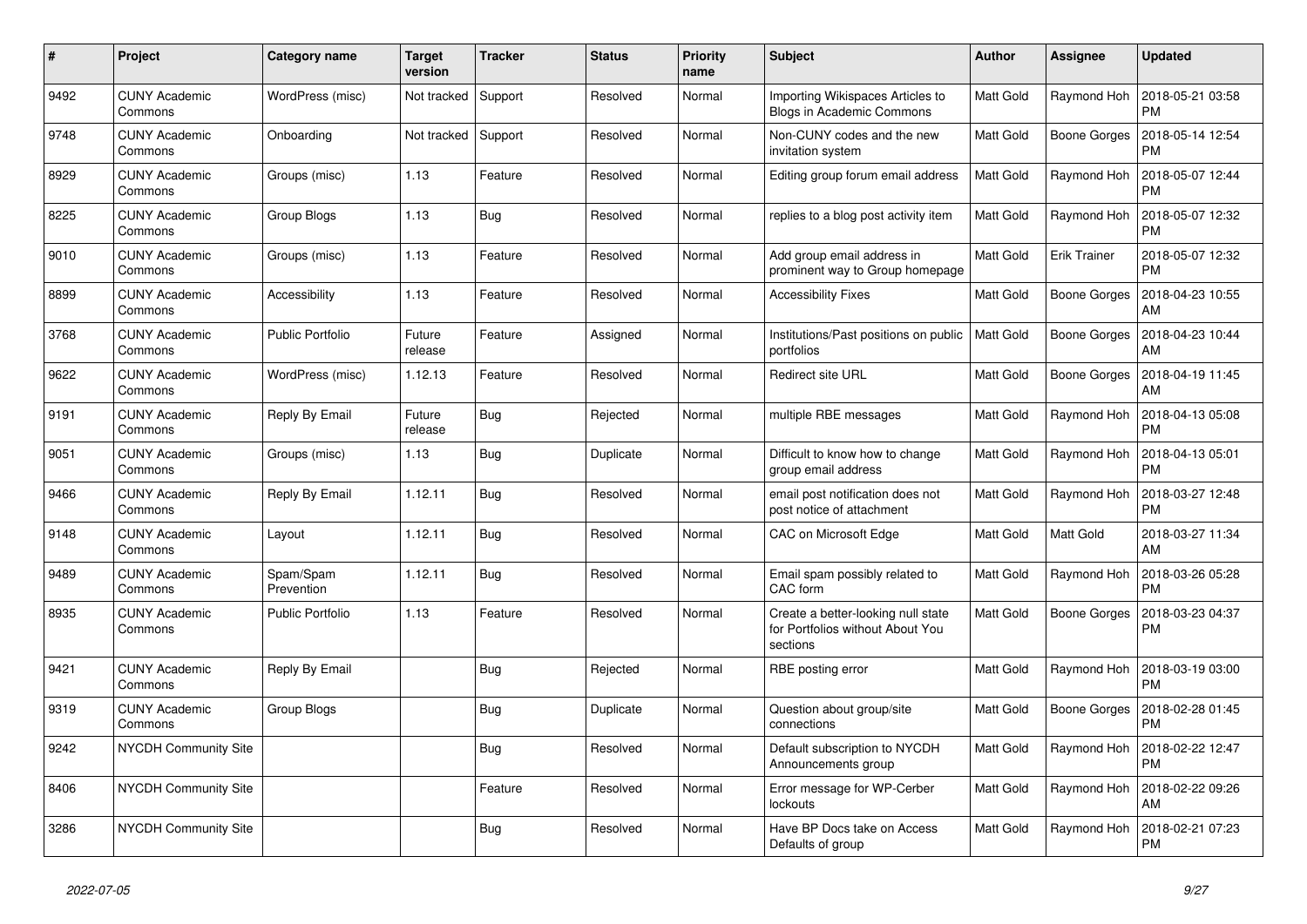| # | Project | Category name | Target version | Tracker | Status | Priority name | Subject | Author | Assignee | Updated |
|---|---|---|---|---|---|---|---|---|---|---|
| 9492 | CUNY Academic Commons | WordPress (misc) | Not tracked | Support | Resolved | Normal | Importing Wikispaces Articles to Blogs in Academic Commons | Matt Gold | Raymond Hoh | 2018-05-21 03:58 PM |
| 9748 | CUNY Academic Commons | Onboarding | Not tracked | Support | Resolved | Normal | Non-CUNY codes and the new invitation system | Matt Gold | Boone Gorges | 2018-05-14 12:54 PM |
| 8929 | CUNY Academic Commons | Groups (misc) | 1.13 | Feature | Resolved | Normal | Editing group forum email address | Matt Gold | Raymond Hoh | 2018-05-07 12:44 PM |
| 8225 | CUNY Academic Commons | Group Blogs | 1.13 | Bug | Resolved | Normal | replies to a blog post activity item | Matt Gold | Raymond Hoh | 2018-05-07 12:32 PM |
| 9010 | CUNY Academic Commons | Groups (misc) | 1.13 | Feature | Resolved | Normal | Add group email address in prominent way to Group homepage | Matt Gold | Erik Trainer | 2018-05-07 12:32 PM |
| 8899 | CUNY Academic Commons | Accessibility | 1.13 | Feature | Resolved | Normal | Accessibility Fixes | Matt Gold | Boone Gorges | 2018-04-23 10:55 AM |
| 3768 | CUNY Academic Commons | Public Portfolio | Future release | Feature | Assigned | Normal | Institutions/Past positions on public portfolios | Matt Gold | Boone Gorges | 2018-04-23 10:44 AM |
| 9622 | CUNY Academic Commons | WordPress (misc) | 1.12.13 | Feature | Resolved | Normal | Redirect site URL | Matt Gold | Boone Gorges | 2018-04-19 11:45 AM |
| 9191 | CUNY Academic Commons | Reply By Email | Future release | Bug | Rejected | Normal | multiple RBE messages | Matt Gold | Raymond Hoh | 2018-04-13 05:08 PM |
| 9051 | CUNY Academic Commons | Groups (misc) | 1.13 | Bug | Duplicate | Normal | Difficult to know how to change group email address | Matt Gold | Raymond Hoh | 2018-04-13 05:01 PM |
| 9466 | CUNY Academic Commons | Reply By Email | 1.12.11 | Bug | Resolved | Normal | email post notification does not post notice of attachment | Matt Gold | Raymond Hoh | 2018-03-27 12:48 PM |
| 9148 | CUNY Academic Commons | Layout | 1.12.11 | Bug | Resolved | Normal | CAC on Microsoft Edge | Matt Gold | Matt Gold | 2018-03-27 11:34 AM |
| 9489 | CUNY Academic Commons | Spam/Spam Prevention | 1.12.11 | Bug | Resolved | Normal | Email spam possibly related to CAC form | Matt Gold | Raymond Hoh | 2018-03-26 05:28 PM |
| 8935 | CUNY Academic Commons | Public Portfolio | 1.13 | Feature | Resolved | Normal | Create a better-looking null state for Portfolios without About You sections | Matt Gold | Boone Gorges | 2018-03-23 04:37 PM |
| 9421 | CUNY Academic Commons | Reply By Email | | Bug | Rejected | Normal | RBE posting error | Matt Gold | Raymond Hoh | 2018-03-19 03:00 PM |
| 9319 | CUNY Academic Commons | Group Blogs | | Bug | Duplicate | Normal | Question about group/site connections | Matt Gold | Boone Gorges | 2018-02-28 01:45 PM |
| 9242 | NYCDH Community Site | | | Bug | Resolved | Normal | Default subscription to NYCDH Announcements group | Matt Gold | Raymond Hoh | 2018-02-22 12:47 PM |
| 8406 | NYCDH Community Site | | | Feature | Resolved | Normal | Error message for WP-Cerber lockouts | Matt Gold | Raymond Hoh | 2018-02-22 09:26 AM |
| 3286 | NYCDH Community Site | | | Bug | Resolved | Normal | Have BP Docs take on Access Defaults of group | Matt Gold | Raymond Hoh | 2018-02-21 07:23 PM |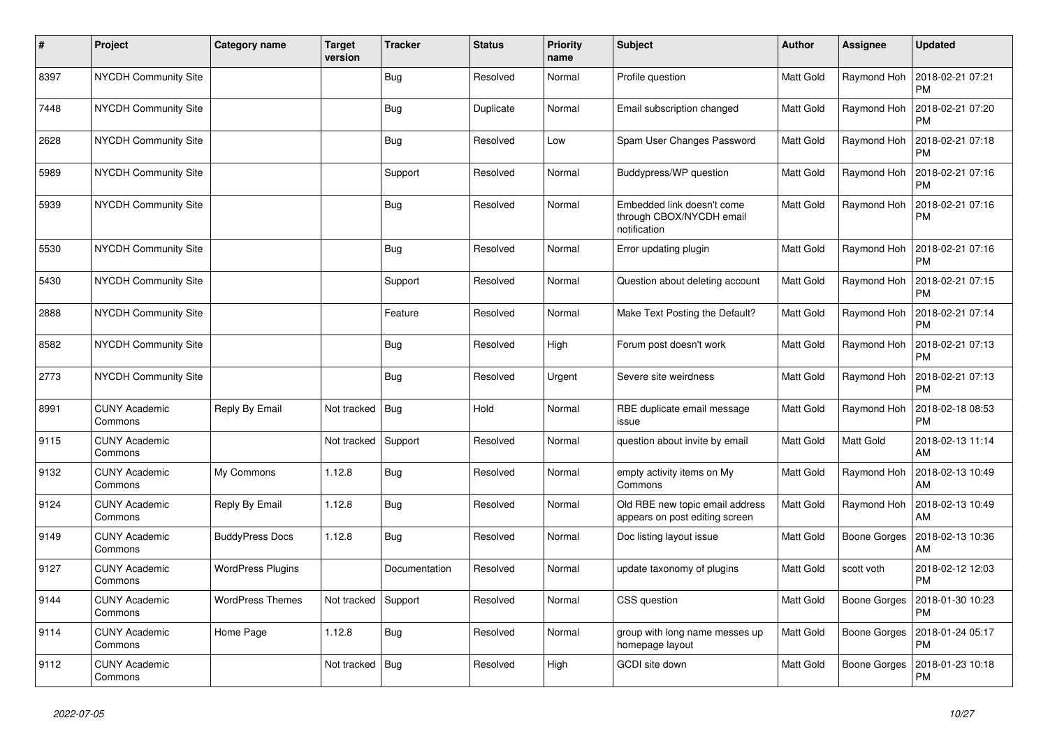| # | Project | Category name | Target version | Tracker | Status | Priority name | Subject | Author | Assignee | Updated |
|---|---|---|---|---|---|---|---|---|---|---|
| 8397 | NYCDH Community Site | | | Bug | Resolved | Normal | Profile question | Matt Gold | Raymond Hoh | 2018-02-21 07:21 PM |
| 7448 | NYCDH Community Site | | | Bug | Duplicate | Normal | Email subscription changed | Matt Gold | Raymond Hoh | 2018-02-21 07:20 PM |
| 2628 | NYCDH Community Site | | | Bug | Resolved | Low | Spam User Changes Password | Matt Gold | Raymond Hoh | 2018-02-21 07:18 PM |
| 5989 | NYCDH Community Site | | | Support | Resolved | Normal | Buddypress/WP question | Matt Gold | Raymond Hoh | 2018-02-21 07:16 PM |
| 5939 | NYCDH Community Site | | | Bug | Resolved | Normal | Embedded link doesn't come through CBOX/NYCDH email notification | Matt Gold | Raymond Hoh | 2018-02-21 07:16 PM |
| 5530 | NYCDH Community Site | | | Bug | Resolved | Normal | Error updating plugin | Matt Gold | Raymond Hoh | 2018-02-21 07:16 PM |
| 5430 | NYCDH Community Site | | | Support | Resolved | Normal | Question about deleting account | Matt Gold | Raymond Hoh | 2018-02-21 07:15 PM |
| 2888 | NYCDH Community Site | | | Feature | Resolved | Normal | Make Text Posting the Default? | Matt Gold | Raymond Hoh | 2018-02-21 07:14 PM |
| 8582 | NYCDH Community Site | | | Bug | Resolved | High | Forum post doesn't work | Matt Gold | Raymond Hoh | 2018-02-21 07:13 PM |
| 2773 | NYCDH Community Site | | | Bug | Resolved | Urgent | Severe site weirdness | Matt Gold | Raymond Hoh | 2018-02-21 07:13 PM |
| 8991 | CUNY Academic Commons | Reply By Email | Not tracked | Bug | Hold | Normal | RBE duplicate email message issue | Matt Gold | Raymond Hoh | 2018-02-18 08:53 PM |
| 9115 | CUNY Academic Commons | | Not tracked | Support | Resolved | Normal | question about invite by email | Matt Gold | Matt Gold | 2018-02-13 11:14 AM |
| 9132 | CUNY Academic Commons | My Commons | 1.12.8 | Bug | Resolved | Normal | empty activity items on My Commons | Matt Gold | Raymond Hoh | 2018-02-13 10:49 AM |
| 9124 | CUNY Academic Commons | Reply By Email | 1.12.8 | Bug | Resolved | Normal | Old RBE new topic email address appears on post editing screen | Matt Gold | Raymond Hoh | 2018-02-13 10:49 AM |
| 9149 | CUNY Academic Commons | BuddyPress Docs | 1.12.8 | Bug | Resolved | Normal | Doc listing layout issue | Matt Gold | Boone Gorges | 2018-02-13 10:36 AM |
| 9127 | CUNY Academic Commons | WordPress Plugins | | Documentation | Resolved | Normal | update taxonomy of plugins | Matt Gold | scott voth | 2018-02-12 12:03 PM |
| 9144 | CUNY Academic Commons | WordPress Themes | Not tracked | Support | Resolved | Normal | CSS question | Matt Gold | Boone Gorges | 2018-01-30 10:23 PM |
| 9114 | CUNY Academic Commons | Home Page | 1.12.8 | Bug | Resolved | Normal | group with long name messes up homepage layout | Matt Gold | Boone Gorges | 2018-01-24 05:17 PM |
| 9112 | CUNY Academic Commons | | Not tracked | Bug | Resolved | High | GCDI site down | Matt Gold | Boone Gorges | 2018-01-23 10:18 PM |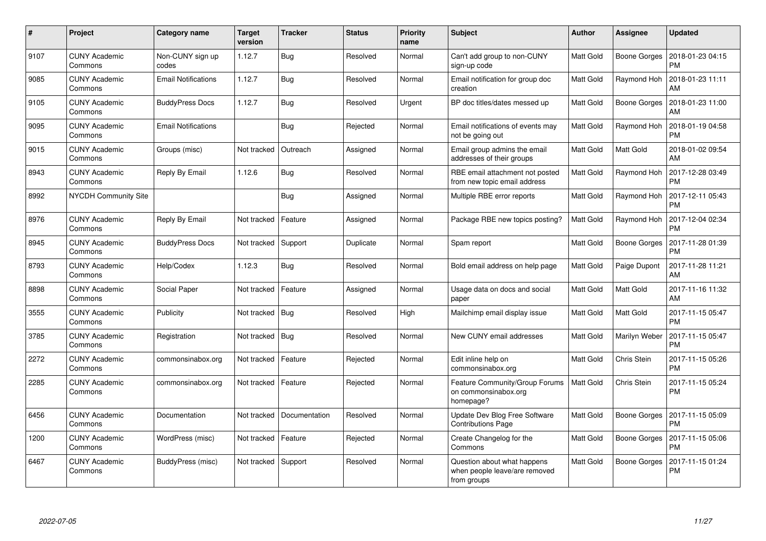| # | Project | Category name | Target version | Tracker | Status | Priority name | Subject | Author | Assignee | Updated |
|---|---|---|---|---|---|---|---|---|---|---|
| 9107 | CUNY Academic Commons | Non-CUNY sign up codes | 1.12.7 | Bug | Resolved | Normal | Can't add group to non-CUNY sign-up code | Matt Gold | Boone Gorges | 2018-01-23 04:15 PM |
| 9085 | CUNY Academic Commons | Email Notifications | 1.12.7 | Bug | Resolved | Normal | Email notification for group doc creation | Matt Gold | Raymond Hoh | 2018-01-23 11:11 AM |
| 9105 | CUNY Academic Commons | BuddyPress Docs | 1.12.7 | Bug | Resolved | Urgent | BP doc titles/dates messed up | Matt Gold | Boone Gorges | 2018-01-23 11:00 AM |
| 9095 | CUNY Academic Commons | Email Notifications | | Bug | Rejected | Normal | Email notifications of events may not be going out | Matt Gold | Raymond Hoh | 2018-01-19 04:58 PM |
| 9015 | CUNY Academic Commons | Groups (misc) | Not tracked | Outreach | Assigned | Normal | Email group admins the email addresses of their groups | Matt Gold | Matt Gold | 2018-01-02 09:54 AM |
| 8943 | CUNY Academic Commons | Reply By Email | 1.12.6 | Bug | Resolved | Normal | RBE email attachment not posted from new topic email address | Matt Gold | Raymond Hoh | 2017-12-28 03:49 PM |
| 8992 | NYCDH Community Site | | | Bug | Assigned | Normal | Multiple RBE error reports | Matt Gold | Raymond Hoh | 2017-12-11 05:43 PM |
| 8976 | CUNY Academic Commons | Reply By Email | Not tracked | Feature | Assigned | Normal | Package RBE new topics posting? | Matt Gold | Raymond Hoh | 2017-12-04 02:34 PM |
| 8945 | CUNY Academic Commons | BuddyPress Docs | Not tracked | Support | Duplicate | Normal | Spam report | Matt Gold | Boone Gorges | 2017-11-28 01:39 PM |
| 8793 | CUNY Academic Commons | Help/Codex | 1.12.3 | Bug | Resolved | Normal | Bold email address on help page | Matt Gold | Paige Dupont | 2017-11-28 11:21 AM |
| 8898 | CUNY Academic Commons | Social Paper | Not tracked | Feature | Assigned | Normal | Usage data on docs and social paper | Matt Gold | Matt Gold | 2017-11-16 11:32 AM |
| 3555 | CUNY Academic Commons | Publicity | Not tracked | Bug | Resolved | High | Mailchimp email display issue | Matt Gold | Matt Gold | 2017-11-15 05:47 PM |
| 3785 | CUNY Academic Commons | Registration | Not tracked | Bug | Resolved | Normal | New CUNY email addresses | Matt Gold | Marilyn Weber | 2017-11-15 05:47 PM |
| 2272 | CUNY Academic Commons | commonsinabox.org | Not tracked | Feature | Rejected | Normal | Edit inline help on commonsinabox.org | Matt Gold | Chris Stein | 2017-11-15 05:26 PM |
| 2285 | CUNY Academic Commons | commonsinabox.org | Not tracked | Feature | Rejected | Normal | Feature Community/Group Forums on commonsinabox.org homepage? | Matt Gold | Chris Stein | 2017-11-15 05:24 PM |
| 6456 | CUNY Academic Commons | Documentation | Not tracked | Documentation | Resolved | Normal | Update Dev Blog Free Software Contributions Page | Matt Gold | Boone Gorges | 2017-11-15 05:09 PM |
| 1200 | CUNY Academic Commons | WordPress (misc) | Not tracked | Feature | Rejected | Normal | Create Changelog for the Commons | Matt Gold | Boone Gorges | 2017-11-15 05:06 PM |
| 6467 | CUNY Academic Commons | BuddyPress (misc) | Not tracked | Support | Resolved | Normal | Question about what happens when people leave/are removed from groups | Matt Gold | Boone Gorges | 2017-11-15 01:24 PM |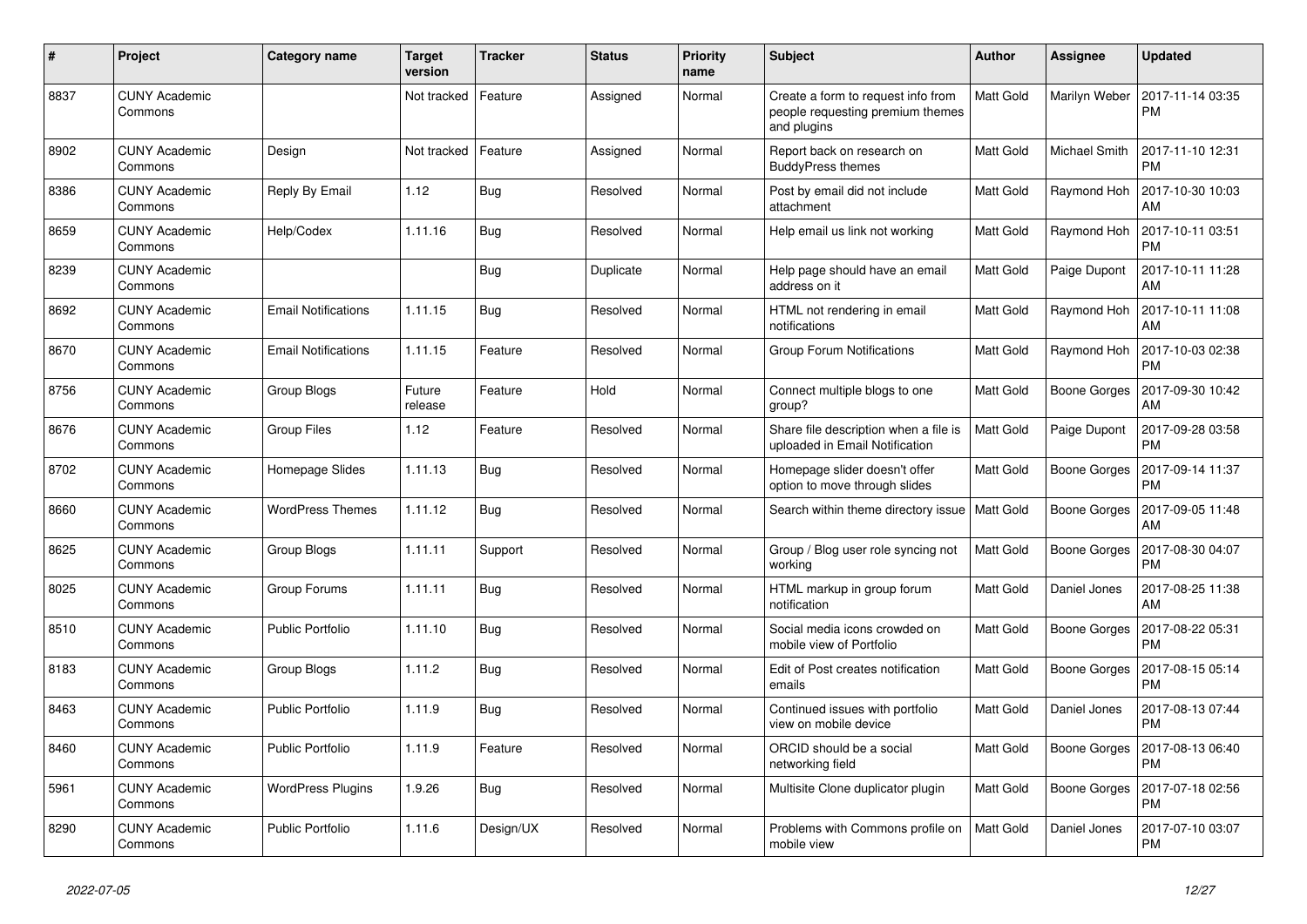| # | Project | Category name | Target version | Tracker | Status | Priority name | Subject | Author | Assignee | Updated |
|---|---|---|---|---|---|---|---|---|---|---|
| 8837 | CUNY Academic Commons | | Not tracked | Feature | Assigned | Normal | Create a form to request info from people requesting premium themes and plugins | Matt Gold | Marilyn Weber | 2017-11-14 03:35 PM |
| 8902 | CUNY Academic Commons | Design | Not tracked | Feature | Assigned | Normal | Report back on research on BuddyPress themes | Matt Gold | Michael Smith | 2017-11-10 12:31 PM |
| 8386 | CUNY Academic Commons | Reply By Email | 1.12 | Bug | Resolved | Normal | Post by email did not include attachment | Matt Gold | Raymond Hoh | 2017-10-30 10:03 AM |
| 8659 | CUNY Academic Commons | Help/Codex | 1.11.16 | Bug | Resolved | Normal | Help email us link not working | Matt Gold | Raymond Hoh | 2017-10-11 03:51 PM |
| 8239 | CUNY Academic Commons | | | Bug | Duplicate | Normal | Help page should have an email address on it | Matt Gold | Paige Dupont | 2017-10-11 11:28 AM |
| 8692 | CUNY Academic Commons | Email Notifications | 1.11.15 | Bug | Resolved | Normal | HTML not rendering in email notifications | Matt Gold | Raymond Hoh | 2017-10-11 11:08 AM |
| 8670 | CUNY Academic Commons | Email Notifications | 1.11.15 | Feature | Resolved | Normal | Group Forum Notifications | Matt Gold | Raymond Hoh | 2017-10-03 02:38 PM |
| 8756 | CUNY Academic Commons | Group Blogs | Future release | Feature | Hold | Normal | Connect multiple blogs to one group? | Matt Gold | Boone Gorges | 2017-09-30 10:42 AM |
| 8676 | CUNY Academic Commons | Group Files | 1.12 | Feature | Resolved | Normal | Share file description when a file is uploaded in Email Notification | Matt Gold | Paige Dupont | 2017-09-28 03:58 PM |
| 8702 | CUNY Academic Commons | Homepage Slides | 1.11.13 | Bug | Resolved | Normal | Homepage slider doesn't offer option to move through slides | Matt Gold | Boone Gorges | 2017-09-14 11:37 PM |
| 8660 | CUNY Academic Commons | WordPress Themes | 1.11.12 | Bug | Resolved | Normal | Search within theme directory issue | Matt Gold | Boone Gorges | 2017-09-05 11:48 AM |
| 8625 | CUNY Academic Commons | Group Blogs | 1.11.11 | Support | Resolved | Normal | Group / Blog user role syncing not working | Matt Gold | Boone Gorges | 2017-08-30 04:07 PM |
| 8025 | CUNY Academic Commons | Group Forums | 1.11.11 | Bug | Resolved | Normal | HTML markup in group forum notification | Matt Gold | Daniel Jones | 2017-08-25 11:38 AM |
| 8510 | CUNY Academic Commons | Public Portfolio | 1.11.10 | Bug | Resolved | Normal | Social media icons crowded on mobile view of Portfolio | Matt Gold | Boone Gorges | 2017-08-22 05:31 PM |
| 8183 | CUNY Academic Commons | Group Blogs | 1.11.2 | Bug | Resolved | Normal | Edit of Post creates notification emails | Matt Gold | Boone Gorges | 2017-08-15 05:14 PM |
| 8463 | CUNY Academic Commons | Public Portfolio | 1.11.9 | Bug | Resolved | Normal | Continued issues with portfolio view on mobile device | Matt Gold | Daniel Jones | 2017-08-13 07:44 PM |
| 8460 | CUNY Academic Commons | Public Portfolio | 1.11.9 | Feature | Resolved | Normal | ORCID should be a social networking field | Matt Gold | Boone Gorges | 2017-08-13 06:40 PM |
| 5961 | CUNY Academic Commons | WordPress Plugins | 1.9.26 | Bug | Resolved | Normal | Multisite Clone duplicator plugin | Matt Gold | Boone Gorges | 2017-07-18 02:56 PM |
| 8290 | CUNY Academic Commons | Public Portfolio | 1.11.6 | Design/UX | Resolved | Normal | Problems with Commons profile on mobile view | Matt Gold | Daniel Jones | 2017-07-10 03:07 PM |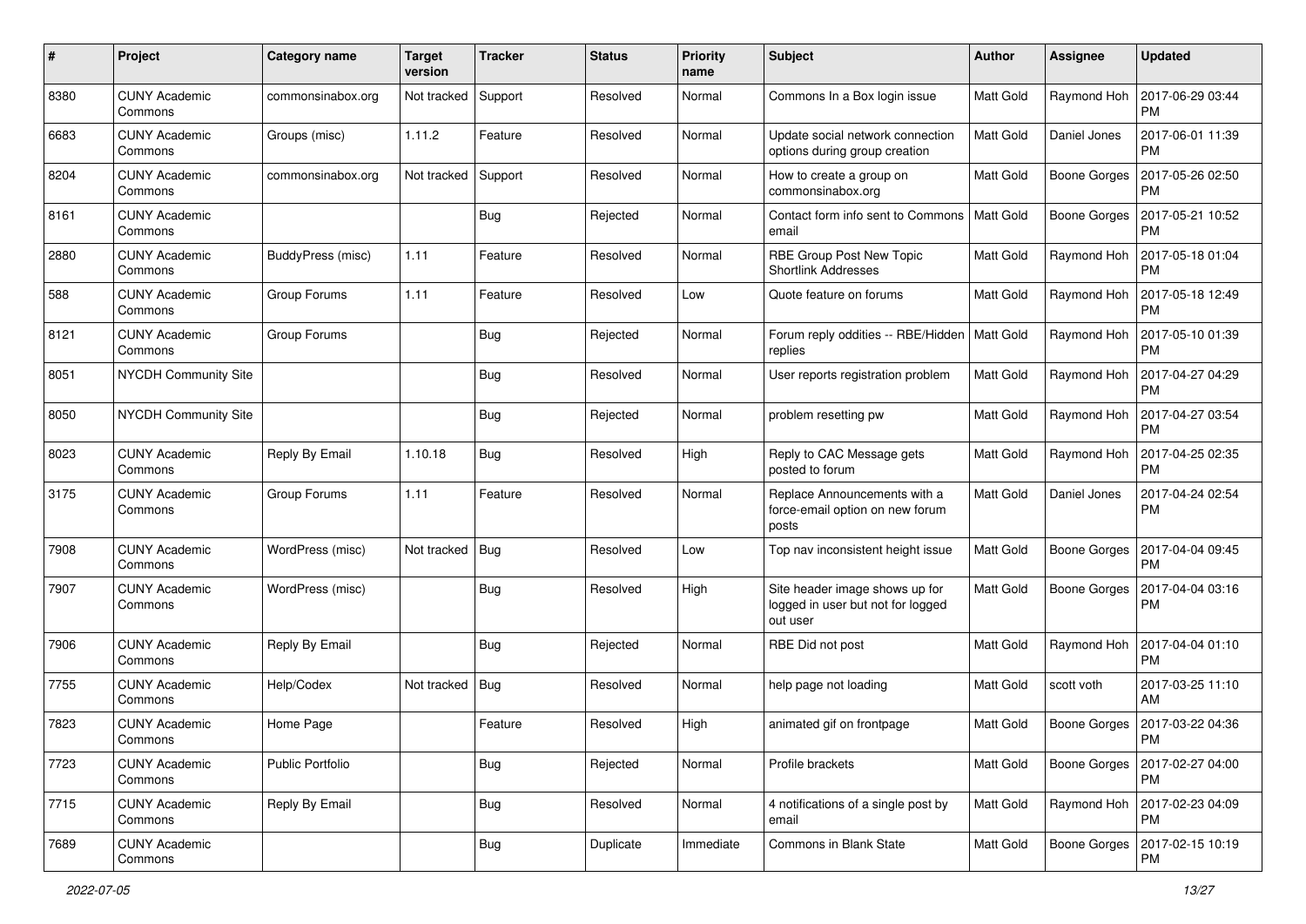| # | Project | Category name | Target version | Tracker | Status | Priority name | Subject | Author | Assignee | Updated |
|---|---|---|---|---|---|---|---|---|---|---|
| 8380 | CUNY Academic Commons | commonsinabox.org | Not tracked | Support | Resolved | Normal | Commons In a Box login issue | Matt Gold | Raymond Hoh | 2017-06-29 03:44 PM |
| 6683 | CUNY Academic Commons | Groups (misc) | 1.11.2 | Feature | Resolved | Normal | Update social network connection options during group creation | Matt Gold | Daniel Jones | 2017-06-01 11:39 PM |
| 8204 | CUNY Academic Commons | commonsinabox.org | Not tracked | Support | Resolved | Normal | How to create a group on commonsinabox.org | Matt Gold | Boone Gorges | 2017-05-26 02:50 PM |
| 8161 | CUNY Academic Commons | | | Bug | Rejected | Normal | Contact form info sent to Commons email | Matt Gold | Boone Gorges | 2017-05-21 10:52 PM |
| 2880 | CUNY Academic Commons | BuddyPress (misc) | 1.11 | Feature | Resolved | Normal | RBE Group Post New Topic Shortlink Addresses | Matt Gold | Raymond Hoh | 2017-05-18 01:04 PM |
| 588 | CUNY Academic Commons | Group Forums | 1.11 | Feature | Resolved | Low | Quote feature on forums | Matt Gold | Raymond Hoh | 2017-05-18 12:49 PM |
| 8121 | CUNY Academic Commons | Group Forums | | Bug | Rejected | Normal | Forum reply oddities -- RBE/Hidden replies | Matt Gold | Raymond Hoh | 2017-05-10 01:39 PM |
| 8051 | NYCDH Community Site | | | Bug | Resolved | Normal | User reports registration problem | Matt Gold | Raymond Hoh | 2017-04-27 04:29 PM |
| 8050 | NYCDH Community Site | | | Bug | Rejected | Normal | problem resetting pw | Matt Gold | Raymond Hoh | 2017-04-27 03:54 PM |
| 8023 | CUNY Academic Commons | Reply By Email | 1.10.18 | Bug | Resolved | High | Reply to CAC Message gets posted to forum | Matt Gold | Raymond Hoh | 2017-04-25 02:35 PM |
| 3175 | CUNY Academic Commons | Group Forums | 1.11 | Feature | Resolved | Normal | Replace Announcements with a force-email option on new forum posts | Matt Gold | Daniel Jones | 2017-04-24 02:54 PM |
| 7908 | CUNY Academic Commons | WordPress (misc) | Not tracked | Bug | Resolved | Low | Top nav inconsistent height issue | Matt Gold | Boone Gorges | 2017-04-04 09:45 PM |
| 7907 | CUNY Academic Commons | WordPress (misc) | | Bug | Resolved | High | Site header image shows up for logged in user but not for logged out user | Matt Gold | Boone Gorges | 2017-04-04 03:16 PM |
| 7906 | CUNY Academic Commons | Reply By Email | | Bug | Rejected | Normal | RBE Did not post | Matt Gold | Raymond Hoh | 2017-04-04 01:10 PM |
| 7755 | CUNY Academic Commons | Help/Codex | Not tracked | Bug | Resolved | Normal | help page not loading | Matt Gold | scott voth | 2017-03-25 11:10 AM |
| 7823 | CUNY Academic Commons | Home Page | | Feature | Resolved | High | animated gif on frontpage | Matt Gold | Boone Gorges | 2017-03-22 04:36 PM |
| 7723 | CUNY Academic Commons | Public Portfolio | | Bug | Rejected | Normal | Profile brackets | Matt Gold | Boone Gorges | 2017-02-27 04:00 PM |
| 7715 | CUNY Academic Commons | Reply By Email | | Bug | Resolved | Normal | 4 notifications of a single post by email | Matt Gold | Raymond Hoh | 2017-02-23 04:09 PM |
| 7689 | CUNY Academic Commons | | | Bug | Duplicate | Immediate | Commons in Blank State | Matt Gold | Boone Gorges | 2017-02-15 10:19 PM |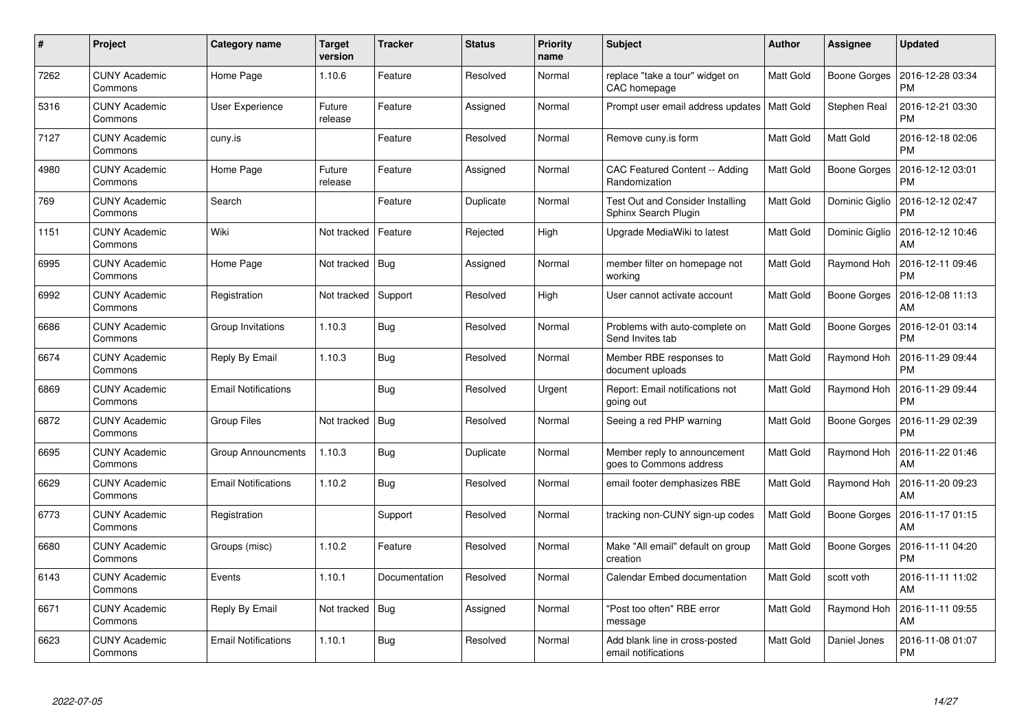| # | Project | Category name | Target version | Tracker | Status | Priority name | Subject | Author | Assignee | Updated |
|---|---|---|---|---|---|---|---|---|---|---|
| 7262 | CUNY Academic Commons | Home Page | 1.10.6 | Feature | Resolved | Normal | replace "take a tour" widget on CAC homepage | Matt Gold | Boone Gorges | 2016-12-28 03:34 PM |
| 5316 | CUNY Academic Commons | User Experience | Future release | Feature | Assigned | Normal | Prompt user email address updates | Matt Gold | Stephen Real | 2016-12-21 03:30 PM |
| 7127 | CUNY Academic Commons | cuny.is | | Feature | Resolved | Normal | Remove cuny.is form | Matt Gold | Matt Gold | 2016-12-18 02:06 PM |
| 4980 | CUNY Academic Commons | Home Page | Future release | Feature | Assigned | Normal | CAC Featured Content -- Adding Randomization | Matt Gold | Boone Gorges | 2016-12-12 03:01 PM |
| 769 | CUNY Academic Commons | Search | | Feature | Duplicate | Normal | Test Out and Consider Installing Sphinx Search Plugin | Matt Gold | Dominic Giglio | 2016-12-12 02:47 PM |
| 1151 | CUNY Academic Commons | Wiki | Not tracked | Feature | Rejected | High | Upgrade MediaWiki to latest | Matt Gold | Dominic Giglio | 2016-12-12 10:46 AM |
| 6995 | CUNY Academic Commons | Home Page | Not tracked | Bug | Assigned | Normal | member filter on homepage not working | Matt Gold | Raymond Hoh | 2016-12-11 09:46 PM |
| 6992 | CUNY Academic Commons | Registration | Not tracked | Support | Resolved | High | User cannot activate account | Matt Gold | Boone Gorges | 2016-12-08 11:13 AM |
| 6686 | CUNY Academic Commons | Group Invitations | 1.10.3 | Bug | Resolved | Normal | Problems with auto-complete on Send Invites tab | Matt Gold | Boone Gorges | 2016-12-01 03:14 PM |
| 6674 | CUNY Academic Commons | Reply By Email | 1.10.3 | Bug | Resolved | Normal | Member RBE responses to document uploads | Matt Gold | Raymond Hoh | 2016-11-29 09:44 PM |
| 6869 | CUNY Academic Commons | Email Notifications | | Bug | Resolved | Urgent | Report: Email notifications not going out | Matt Gold | Raymond Hoh | 2016-11-29 09:44 PM |
| 6872 | CUNY Academic Commons | Group Files | Not tracked | Bug | Resolved | Normal | Seeing a red PHP warning | Matt Gold | Boone Gorges | 2016-11-29 02:39 PM |
| 6695 | CUNY Academic Commons | Group Announcments | 1.10.3 | Bug | Duplicate | Normal | Member reply to announcement goes to Commons address | Matt Gold | Raymond Hoh | 2016-11-22 01:46 AM |
| 6629 | CUNY Academic Commons | Email Notifications | 1.10.2 | Bug | Resolved | Normal | email footer demphasizes RBE | Matt Gold | Raymond Hoh | 2016-11-20 09:23 AM |
| 6773 | CUNY Academic Commons | Registration | | Support | Resolved | Normal | tracking non-CUNY sign-up codes | Matt Gold | Boone Gorges | 2016-11-17 01:15 AM |
| 6680 | CUNY Academic Commons | Groups (misc) | 1.10.2 | Feature | Resolved | Normal | Make "All email" default on group creation | Matt Gold | Boone Gorges | 2016-11-11 04:20 PM |
| 6143 | CUNY Academic Commons | Events | 1.10.1 | Documentation | Resolved | Normal | Calendar Embed documentation | Matt Gold | scott voth | 2016-11-11 11:02 AM |
| 6671 | CUNY Academic Commons | Reply By Email | Not tracked | Bug | Assigned | Normal | "Post too often" RBE error message | Matt Gold | Raymond Hoh | 2016-11-11 09:55 AM |
| 6623 | CUNY Academic Commons | Email Notifications | 1.10.1 | Bug | Resolved | Normal | Add blank line in cross-posted email notifications | Matt Gold | Daniel Jones | 2016-11-08 01:07 PM |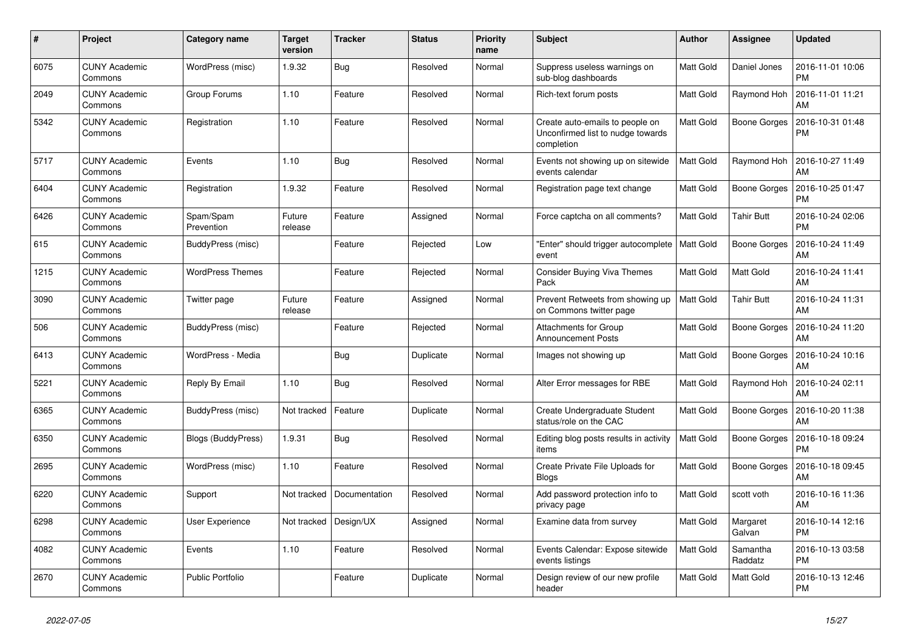| # | Project | Category name | Target version | Tracker | Status | Priority name | Subject | Author | Assignee | Updated |
|---|---|---|---|---|---|---|---|---|---|---|
| 6075 | CUNY Academic Commons | WordPress (misc) | 1.9.32 | Bug | Resolved | Normal | Suppress useless warnings on sub-blog dashboards | Matt Gold | Daniel Jones | 2016-11-01 10:06 PM |
| 2049 | CUNY Academic Commons | Group Forums | 1.10 | Feature | Resolved | Normal | Rich-text forum posts | Matt Gold | Raymond Hoh | 2016-11-01 11:21 AM |
| 5342 | CUNY Academic Commons | Registration | 1.10 | Feature | Resolved | Normal | Create auto-emails to people on Unconfirmed list to nudge towards completion | Matt Gold | Boone Gorges | 2016-10-31 01:48 PM |
| 5717 | CUNY Academic Commons | Events | 1.10 | Bug | Resolved | Normal | Events not showing up on sitewide events calendar | Matt Gold | Raymond Hoh | 2016-10-27 11:49 AM |
| 6404 | CUNY Academic Commons | Registration | 1.9.32 | Feature | Resolved | Normal | Registration page text change | Matt Gold | Boone Gorges | 2016-10-25 01:47 PM |
| 6426 | CUNY Academic Commons | Spam/Spam Prevention | Future release | Feature | Assigned | Normal | Force captcha on all comments? | Matt Gold | Tahir Butt | 2016-10-24 02:06 PM |
| 615 | CUNY Academic Commons | BuddyPress (misc) | | Feature | Rejected | Low | "Enter" should trigger autocomplete event | Matt Gold | Boone Gorges | 2016-10-24 11:49 AM |
| 1215 | CUNY Academic Commons | WordPress Themes | | Feature | Rejected | Normal | Consider Buying Viva Themes Pack | Matt Gold | Matt Gold | 2016-10-24 11:41 AM |
| 3090 | CUNY Academic Commons | Twitter page | Future release | Feature | Assigned | Normal | Prevent Retweets from showing up on Commons twitter page | Matt Gold | Tahir Butt | 2016-10-24 11:31 AM |
| 506 | CUNY Academic Commons | BuddyPress (misc) | | Feature | Rejected | Normal | Attachments for Group Announcement Posts | Matt Gold | Boone Gorges | 2016-10-24 11:20 AM |
| 6413 | CUNY Academic Commons | WordPress - Media | | Bug | Duplicate | Normal | Images not showing up | Matt Gold | Boone Gorges | 2016-10-24 10:16 AM |
| 5221 | CUNY Academic Commons | Reply By Email | 1.10 | Bug | Resolved | Normal | Alter Error messages for RBE | Matt Gold | Raymond Hoh | 2016-10-24 02:11 AM |
| 6365 | CUNY Academic Commons | BuddyPress (misc) | Not tracked | Feature | Duplicate | Normal | Create Undergraduate Student status/role on the CAC | Matt Gold | Boone Gorges | 2016-10-20 11:38 AM |
| 6350 | CUNY Academic Commons | Blogs (BuddyPress) | 1.9.31 | Bug | Resolved | Normal | Editing blog posts results in activity items | Matt Gold | Boone Gorges | 2016-10-18 09:24 PM |
| 2695 | CUNY Academic Commons | WordPress (misc) | 1.10 | Feature | Resolved | Normal | Create Private File Uploads for Blogs | Matt Gold | Boone Gorges | 2016-10-18 09:45 AM |
| 6220 | CUNY Academic Commons | Support | Not tracked | Documentation | Resolved | Normal | Add password protection info to privacy page | Matt Gold | scott voth | 2016-10-16 11:36 AM |
| 6298 | CUNY Academic Commons | User Experience | Not tracked | Design/UX | Assigned | Normal | Examine data from survey | Matt Gold | Margaret Galvan | 2016-10-14 12:16 PM |
| 4082 | CUNY Academic Commons | Events | 1.10 | Feature | Resolved | Normal | Events Calendar: Expose sitewide events listings | Matt Gold | Samantha Raddatz | 2016-10-13 03:58 PM |
| 2670 | CUNY Academic Commons | Public Portfolio | | Feature | Duplicate | Normal | Design review of our new profile header | Matt Gold | Matt Gold | 2016-10-13 12:46 PM |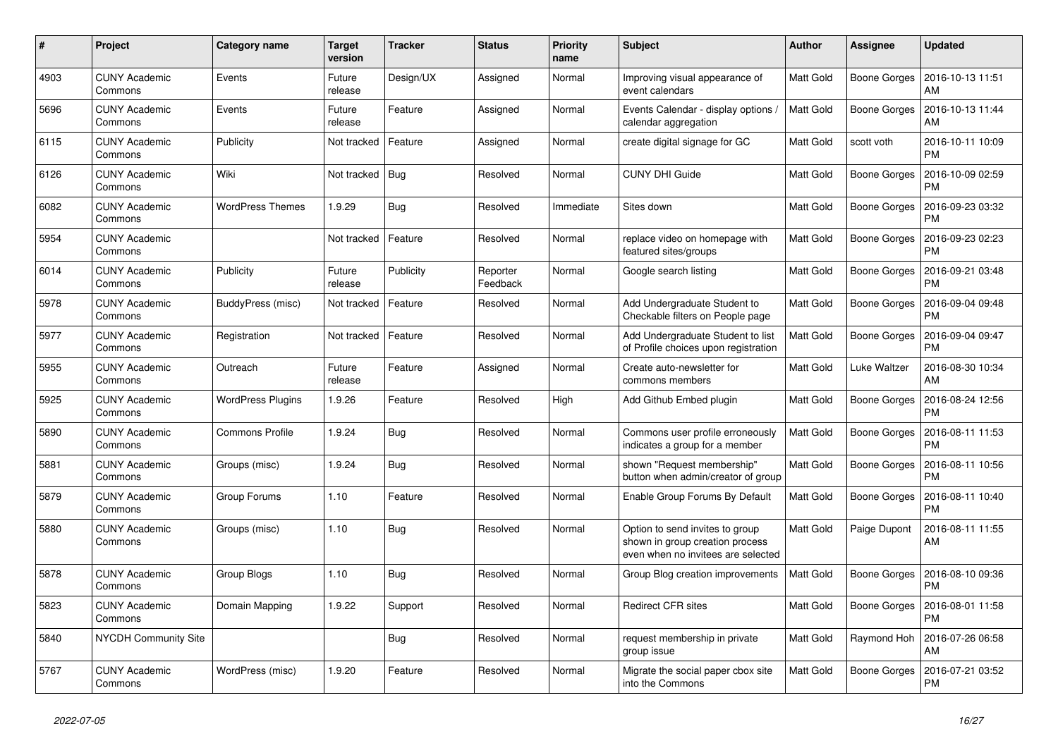| # | Project | Category name | Target version | Tracker | Status | Priority name | Subject | Author | Assignee | Updated |
|---|---|---|---|---|---|---|---|---|---|---|
| 4903 | CUNY Academic Commons | Events | Future release | Design/UX | Assigned | Normal | Improving visual appearance of event calendars | Matt Gold | Boone Gorges | 2016-10-13 11:51 AM |
| 5696 | CUNY Academic Commons | Events | Future release | Feature | Assigned | Normal | Events Calendar - display options / calendar aggregation | Matt Gold | Boone Gorges | 2016-10-13 11:44 AM |
| 6115 | CUNY Academic Commons | Publicity | Not tracked | Feature | Assigned | Normal | create digital signage for GC | Matt Gold | scott voth | 2016-10-11 10:09 PM |
| 6126 | CUNY Academic Commons | Wiki | Not tracked | Bug | Resolved | Normal | CUNY DHI Guide | Matt Gold | Boone Gorges | 2016-10-09 02:59 PM |
| 6082 | CUNY Academic Commons | WordPress Themes | 1.9.29 | Bug | Resolved | Immediate | Sites down | Matt Gold | Boone Gorges | 2016-09-23 03:32 PM |
| 5954 | CUNY Academic Commons | | Not tracked | Feature | Resolved | Normal | replace video on homepage with featured sites/groups | Matt Gold | Boone Gorges | 2016-09-23 02:23 PM |
| 6014 | CUNY Academic Commons | Publicity | Future release | Publicity | Reporter Feedback | Normal | Google search listing | Matt Gold | Boone Gorges | 2016-09-21 03:48 PM |
| 5978 | CUNY Academic Commons | BuddyPress (misc) | Not tracked | Feature | Resolved | Normal | Add Undergraduate Student to Checkable filters on People page | Matt Gold | Boone Gorges | 2016-09-04 09:48 PM |
| 5977 | CUNY Academic Commons | Registration | Not tracked | Feature | Resolved | Normal | Add Undergraduate Student to list of Profile choices upon registration | Matt Gold | Boone Gorges | 2016-09-04 09:47 PM |
| 5955 | CUNY Academic Commons | Outreach | Future release | Feature | Assigned | Normal | Create auto-newsletter for commons members | Matt Gold | Luke Waltzer | 2016-08-30 10:34 AM |
| 5925 | CUNY Academic Commons | WordPress Plugins | 1.9.26 | Feature | Resolved | High | Add Github Embed plugin | Matt Gold | Boone Gorges | 2016-08-24 12:56 PM |
| 5890 | CUNY Academic Commons | Commons Profile | 1.9.24 | Bug | Resolved | Normal | Commons user profile erroneously indicates a group for a member | Matt Gold | Boone Gorges | 2016-08-11 11:53 PM |
| 5881 | CUNY Academic Commons | Groups (misc) | 1.9.24 | Bug | Resolved | Normal | shown "Request membership" button when admin/creator of group | Matt Gold | Boone Gorges | 2016-08-11 10:56 PM |
| 5879 | CUNY Academic Commons | Group Forums | 1.10 | Feature | Resolved | Normal | Enable Group Forums By Default | Matt Gold | Boone Gorges | 2016-08-11 10:40 PM |
| 5880 | CUNY Academic Commons | Groups (misc) | 1.10 | Bug | Resolved | Normal | Option to send invites to group shown in group creation process even when no invitees are selected | Matt Gold | Paige Dupont | 2016-08-11 11:55 AM |
| 5878 | CUNY Academic Commons | Group Blogs | 1.10 | Bug | Resolved | Normal | Group Blog creation improvements | Matt Gold | Boone Gorges | 2016-08-10 09:36 PM |
| 5823 | CUNY Academic Commons | Domain Mapping | 1.9.22 | Support | Resolved | Normal | Redirect CFR sites | Matt Gold | Boone Gorges | 2016-08-01 11:58 PM |
| 5840 | NYCDH Community Site | | | Bug | Resolved | Normal | request membership in private group issue | Matt Gold | Raymond Hoh | 2016-07-26 06:58 AM |
| 5767 | CUNY Academic Commons | WordPress (misc) | 1.9.20 | Feature | Resolved | Normal | Migrate the social paper cbox site into the Commons | Matt Gold | Boone Gorges | 2016-07-21 03:52 PM |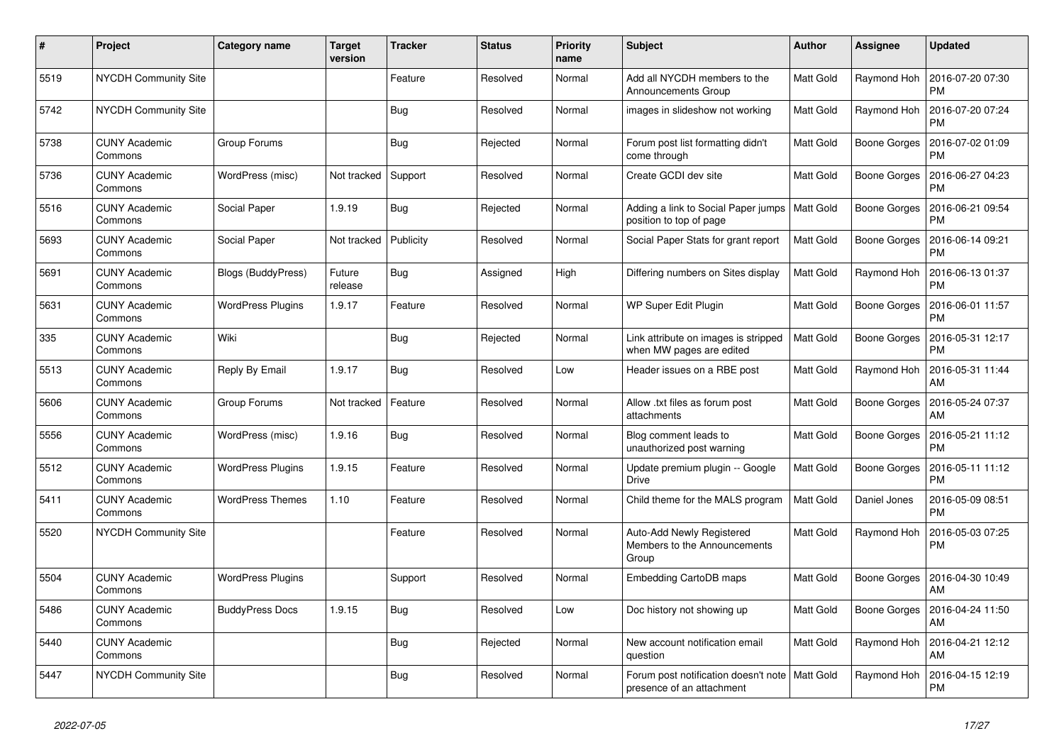| # | Project | Category name | Target version | Tracker | Status | Priority name | Subject | Author | Assignee | Updated |
|---|---|---|---|---|---|---|---|---|---|---|
| 5519 | NYCDH Community Site | | | Feature | Resolved | Normal | Add all NYCDH members to the Announcements Group | Matt Gold | Raymond Hoh | 2016-07-20 07:30 PM |
| 5742 | NYCDH Community Site | | | Bug | Resolved | Normal | images in slideshow not working | Matt Gold | Raymond Hoh | 2016-07-20 07:24 PM |
| 5738 | CUNY Academic Commons | Group Forums | | Bug | Rejected | Normal | Forum post list formatting didn't come through | Matt Gold | Boone Gorges | 2016-07-02 01:09 PM |
| 5736 | CUNY Academic Commons | WordPress (misc) | Not tracked | Support | Resolved | Normal | Create GCDI dev site | Matt Gold | Boone Gorges | 2016-06-27 04:23 PM |
| 5516 | CUNY Academic Commons | Social Paper | 1.9.19 | Bug | Rejected | Normal | Adding a link to Social Paper jumps position to top of page | Matt Gold | Boone Gorges | 2016-06-21 09:54 PM |
| 5693 | CUNY Academic Commons | Social Paper | Not tracked | Publicity | Resolved | Normal | Social Paper Stats for grant report | Matt Gold | Boone Gorges | 2016-06-14 09:21 PM |
| 5691 | CUNY Academic Commons | Blogs (BuddyPress) | Future release | Bug | Assigned | High | Differing numbers on Sites display | Matt Gold | Raymond Hoh | 2016-06-13 01:37 PM |
| 5631 | CUNY Academic Commons | WordPress Plugins | 1.9.17 | Feature | Resolved | Normal | WP Super Edit Plugin | Matt Gold | Boone Gorges | 2016-06-01 11:57 PM |
| 335 | CUNY Academic Commons | Wiki | | Bug | Rejected | Normal | Link attribute on images is stripped when MW pages are edited | Matt Gold | Boone Gorges | 2016-05-31 12:17 PM |
| 5513 | CUNY Academic Commons | Reply By Email | 1.9.17 | Bug | Resolved | Low | Header issues on a RBE post | Matt Gold | Raymond Hoh | 2016-05-31 11:44 AM |
| 5606 | CUNY Academic Commons | Group Forums | Not tracked | Feature | Resolved | Normal | Allow .txt files as forum post attachments | Matt Gold | Boone Gorges | 2016-05-24 07:37 AM |
| 5556 | CUNY Academic Commons | WordPress (misc) | 1.9.16 | Bug | Resolved | Normal | Blog comment leads to unauthorized post warning | Matt Gold | Boone Gorges | 2016-05-21 11:12 PM |
| 5512 | CUNY Academic Commons | WordPress Plugins | 1.9.15 | Feature | Resolved | Normal | Update premium plugin -- Google Drive | Matt Gold | Boone Gorges | 2016-05-11 11:12 PM |
| 5411 | CUNY Academic Commons | WordPress Themes | 1.10 | Feature | Resolved | Normal | Child theme for the MALS program | Matt Gold | Daniel Jones | 2016-05-09 08:51 PM |
| 5520 | NYCDH Community Site | | | Feature | Resolved | Normal | Auto-Add Newly Registered Members to the Announcements Group | Matt Gold | Raymond Hoh | 2016-05-03 07:25 PM |
| 5504 | CUNY Academic Commons | WordPress Plugins | | Support | Resolved | Normal | Embedding CartoDB maps | Matt Gold | Boone Gorges | 2016-04-30 10:49 AM |
| 5486 | CUNY Academic Commons | BuddyPress Docs | 1.9.15 | Bug | Resolved | Low | Doc history not showing up | Matt Gold | Boone Gorges | 2016-04-24 11:50 AM |
| 5440 | CUNY Academic Commons | | | Bug | Rejected | Normal | New account notification email question | Matt Gold | Raymond Hoh | 2016-04-21 12:12 AM |
| 5447 | NYCDH Community Site | | | Bug | Resolved | Normal | Forum post notification doesn't note presence of an attachment | Matt Gold | Raymond Hoh | 2016-04-15 12:19 PM |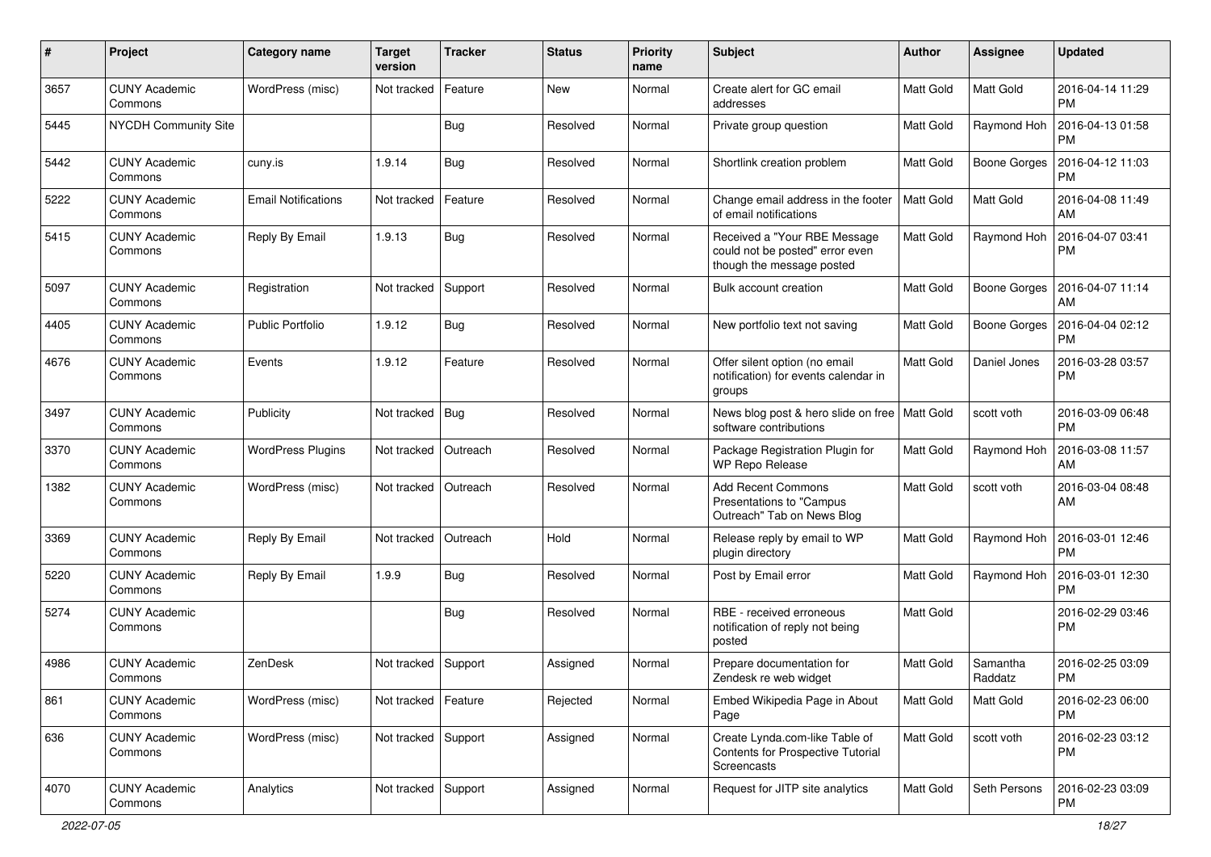| # | Project | Category name | Target version | Tracker | Status | Priority name | Subject | Author | Assignee | Updated |
|---|---|---|---|---|---|---|---|---|---|---|
| 3657 | CUNY Academic Commons | WordPress (misc) | Not tracked | Feature | New | Normal | Create alert for GC email addresses | Matt Gold | Matt Gold | 2016-04-14 11:29 PM |
| 5445 | NYCDH Community Site | | | Bug | Resolved | Normal | Private group question | Matt Gold | Raymond Hoh | 2016-04-13 01:58 PM |
| 5442 | CUNY Academic Commons | cuny.is | 1.9.14 | Bug | Resolved | Normal | Shortlink creation problem | Matt Gold | Boone Gorges | 2016-04-12 11:03 PM |
| 5222 | CUNY Academic Commons | Email Notifications | Not tracked | Feature | Resolved | Normal | Change email address in the footer of email notifications | Matt Gold | Matt Gold | 2016-04-08 11:49 AM |
| 5415 | CUNY Academic Commons | Reply By Email | 1.9.13 | Bug | Resolved | Normal | Received a "Your RBE Message could not be posted" error even though the message posted | Matt Gold | Raymond Hoh | 2016-04-07 03:41 PM |
| 5097 | CUNY Academic Commons | Registration | Not tracked | Support | Resolved | Normal | Bulk account creation | Matt Gold | Boone Gorges | 2016-04-07 11:14 AM |
| 4405 | CUNY Academic Commons | Public Portfolio | 1.9.12 | Bug | Resolved | Normal | New portfolio text not saving | Matt Gold | Boone Gorges | 2016-04-04 02:12 PM |
| 4676 | CUNY Academic Commons | Events | 1.9.12 | Feature | Resolved | Normal | Offer silent option (no email notification) for events calendar in groups | Matt Gold | Daniel Jones | 2016-03-28 03:57 PM |
| 3497 | CUNY Academic Commons | Publicity | Not tracked | Bug | Resolved | Normal | News blog post & hero slide on free software contributions | Matt Gold | scott voth | 2016-03-09 06:48 PM |
| 3370 | CUNY Academic Commons | WordPress Plugins | Not tracked | Outreach | Resolved | Normal | Package Registration Plugin for WP Repo Release | Matt Gold | Raymond Hoh | 2016-03-08 11:57 AM |
| 1382 | CUNY Academic Commons | WordPress (misc) | Not tracked | Outreach | Resolved | Normal | Add Recent Commons Presentations to "Campus Outreach" Tab on News Blog | Matt Gold | scott voth | 2016-03-04 08:48 AM |
| 3369 | CUNY Academic Commons | Reply By Email | Not tracked | Outreach | Hold | Normal | Release reply by email to WP plugin directory | Matt Gold | Raymond Hoh | 2016-03-01 12:46 PM |
| 5220 | CUNY Academic Commons | Reply By Email | 1.9.9 | Bug | Resolved | Normal | Post by Email error | Matt Gold | Raymond Hoh | 2016-03-01 12:30 PM |
| 5274 | CUNY Academic Commons | | | Bug | Resolved | Normal | RBE - received erroneous notification of reply not being posted | Matt Gold | | 2016-02-29 03:46 PM |
| 4986 | CUNY Academic Commons | ZenDesk | Not tracked | Support | Assigned | Normal | Prepare documentation for Zendesk re web widget | Matt Gold | Samantha Raddatz | 2016-02-25 03:09 PM |
| 861 | CUNY Academic Commons | WordPress (misc) | Not tracked | Feature | Rejected | Normal | Embed Wikipedia Page in About Page | Matt Gold | Matt Gold | 2016-02-23 06:00 PM |
| 636 | CUNY Academic Commons | WordPress (misc) | Not tracked | Support | Assigned | Normal | Create Lynda.com-like Table of Contents for Prospective Tutorial Screencasts | Matt Gold | scott voth | 2016-02-23 03:12 PM |
| 4070 | CUNY Academic Commons | Analytics | Not tracked | Support | Assigned | Normal | Request for JITP site analytics | Matt Gold | Seth Persons | 2016-02-23 03:09 PM |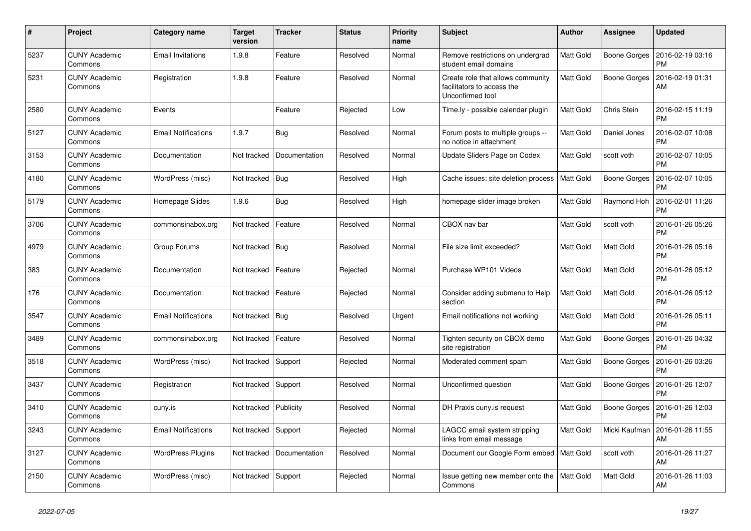| # | Project | Category name | Target version | Tracker | Status | Priority name | Subject | Author | Assignee | Updated |
|---|---|---|---|---|---|---|---|---|---|---|
| 5237 | CUNY Academic Commons | Email Invitations | 1.9.8 | Feature | Resolved | Normal | Remove restrictions on undergrad student email domains | Matt Gold | Boone Gorges | 2016-02-19 03:16 PM |
| 5231 | CUNY Academic Commons | Registration | 1.9.8 | Feature | Resolved | Normal | Create role that allows community facilitators to access the Unconfirmed tool | Matt Gold | Boone Gorges | 2016-02-19 01:31 AM |
| 2580 | CUNY Academic Commons | Events | | Feature | Rejected | Low | Time.ly - possible calendar plugin | Matt Gold | Chris Stein | 2016-02-15 11:19 PM |
| 5127 | CUNY Academic Commons | Email Notifications | 1.9.7 | Bug | Resolved | Normal | Forum posts to multiple groups -- no notice in attachment | Matt Gold | Daniel Jones | 2016-02-07 10:08 PM |
| 3153 | CUNY Academic Commons | Documentation | Not tracked | Documentation | Resolved | Normal | Update Sliders Page on Codex | Matt Gold | scott voth | 2016-02-07 10:05 PM |
| 4180 | CUNY Academic Commons | WordPress (misc) | Not tracked | Bug | Resolved | High | Cache issues: site deletion process | Matt Gold | Boone Gorges | 2016-02-07 10:05 PM |
| 5179 | CUNY Academic Commons | Homepage Slides | 1.9.6 | Bug | Resolved | High | homepage slider image broken | Matt Gold | Raymond Hoh | 2016-02-01 11:26 PM |
| 3706 | CUNY Academic Commons | commonsinabox.org | Not tracked | Feature | Resolved | Normal | CBOX nav bar | Matt Gold | scott voth | 2016-01-26 05:26 PM |
| 4979 | CUNY Academic Commons | Group Forums | Not tracked | Bug | Resolved | Normal | File size limit exceeded? | Matt Gold | Matt Gold | 2016-01-26 05:16 PM |
| 383 | CUNY Academic Commons | Documentation | Not tracked | Feature | Rejected | Normal | Purchase WP101 Videos | Matt Gold | Matt Gold | 2016-01-26 05:12 PM |
| 176 | CUNY Academic Commons | Documentation | Not tracked | Feature | Rejected | Normal | Consider adding submenu to Help section | Matt Gold | Matt Gold | 2016-01-26 05:12 PM |
| 3547 | CUNY Academic Commons | Email Notifications | Not tracked | Bug | Resolved | Urgent | Email notifications not working | Matt Gold | Matt Gold | 2016-01-26 05:11 PM |
| 3489 | CUNY Academic Commons | commonsinabox.org | Not tracked | Feature | Resolved | Normal | Tighten security on CBOX demo site registration | Matt Gold | Boone Gorges | 2016-01-26 04:32 PM |
| 3518 | CUNY Academic Commons | WordPress (misc) | Not tracked | Support | Rejected | Normal | Moderated comment spam | Matt Gold | Boone Gorges | 2016-01-26 03:26 PM |
| 3437 | CUNY Academic Commons | Registration | Not tracked | Support | Resolved | Normal | Unconfirmed question | Matt Gold | Boone Gorges | 2016-01-26 12:07 PM |
| 3410 | CUNY Academic Commons | cuny.is | Not tracked | Publicity | Resolved | Normal | DH Praxis cuny.is request | Matt Gold | Boone Gorges | 2016-01-26 12:03 PM |
| 3243 | CUNY Academic Commons | Email Notifications | Not tracked | Support | Rejected | Normal | LAGCC email system stripping links from email message | Matt Gold | Micki Kaufman | 2016-01-26 11:55 AM |
| 3127 | CUNY Academic Commons | WordPress Plugins | Not tracked | Documentation | Resolved | Normal | Document our Google Form embed | Matt Gold | scott voth | 2016-01-26 11:27 AM |
| 2150 | CUNY Academic Commons | WordPress (misc) | Not tracked | Support | Rejected | Normal | Issue getting new member onto the Commons | Matt Gold | Matt Gold | 2016-01-26 11:03 AM |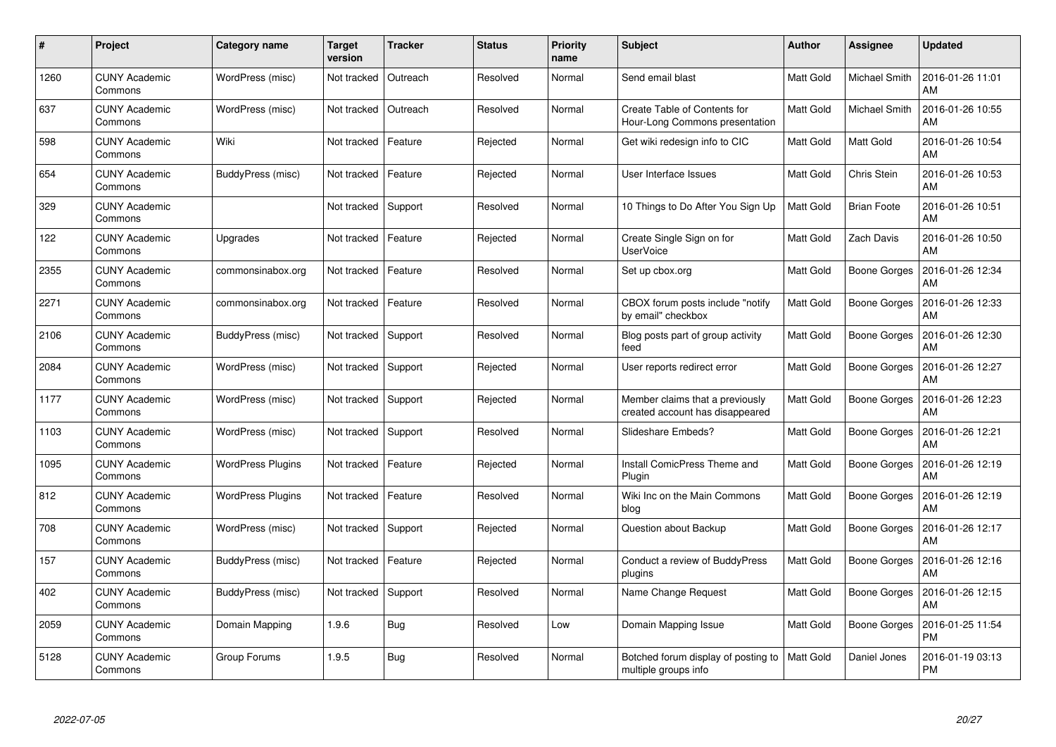| # | Project | Category name | Target version | Tracker | Status | Priority name | Subject | Author | Assignee | Updated |
|---|---|---|---|---|---|---|---|---|---|---|
| 1260 | CUNY Academic Commons | WordPress (misc) | Not tracked | Outreach | Resolved | Normal | Send email blast | Matt Gold | Michael Smith | 2016-01-26 11:01 AM |
| 637 | CUNY Academic Commons | WordPress (misc) | Not tracked | Outreach | Resolved | Normal | Create Table of Contents for Hour-Long Commons presentation | Matt Gold | Michael Smith | 2016-01-26 10:55 AM |
| 598 | CUNY Academic Commons | Wiki | Not tracked | Feature | Rejected | Normal | Get wiki redesign info to CIC | Matt Gold | Matt Gold | 2016-01-26 10:54 AM |
| 654 | CUNY Academic Commons | BuddyPress (misc) | Not tracked | Feature | Rejected | Normal | User Interface Issues | Matt Gold | Chris Stein | 2016-01-26 10:53 AM |
| 329 | CUNY Academic Commons | | Not tracked | Support | Resolved | Normal | 10 Things to Do After You Sign Up | Matt Gold | Brian Foote | 2016-01-26 10:51 AM |
| 122 | CUNY Academic Commons | Upgrades | Not tracked | Feature | Rejected | Normal | Create Single Sign on for UserVoice | Matt Gold | Zach Davis | 2016-01-26 10:50 AM |
| 2355 | CUNY Academic Commons | commonsinabox.org | Not tracked | Feature | Resolved | Normal | Set up cbox.org | Matt Gold | Boone Gorges | 2016-01-26 12:34 AM |
| 2271 | CUNY Academic Commons | commonsinabox.org | Not tracked | Feature | Resolved | Normal | CBOX forum posts include "notify by email" checkbox | Matt Gold | Boone Gorges | 2016-01-26 12:33 AM |
| 2106 | CUNY Academic Commons | BuddyPress (misc) | Not tracked | Support | Resolved | Normal | Blog posts part of group activity feed | Matt Gold | Boone Gorges | 2016-01-26 12:30 AM |
| 2084 | CUNY Academic Commons | WordPress (misc) | Not tracked | Support | Rejected | Normal | User reports redirect error | Matt Gold | Boone Gorges | 2016-01-26 12:27 AM |
| 1177 | CUNY Academic Commons | WordPress (misc) | Not tracked | Support | Rejected | Normal | Member claims that a previously created account has disappeared | Matt Gold | Boone Gorges | 2016-01-26 12:23 AM |
| 1103 | CUNY Academic Commons | WordPress (misc) | Not tracked | Support | Resolved | Normal | Slideshare Embeds? | Matt Gold | Boone Gorges | 2016-01-26 12:21 AM |
| 1095 | CUNY Academic Commons | WordPress Plugins | Not tracked | Feature | Rejected | Normal | Install ComicPress Theme and Plugin | Matt Gold | Boone Gorges | 2016-01-26 12:19 AM |
| 812 | CUNY Academic Commons | WordPress Plugins | Not tracked | Feature | Resolved | Normal | Wiki Inc on the Main Commons blog | Matt Gold | Boone Gorges | 2016-01-26 12:19 AM |
| 708 | CUNY Academic Commons | WordPress (misc) | Not tracked | Support | Rejected | Normal | Question about Backup | Matt Gold | Boone Gorges | 2016-01-26 12:17 AM |
| 157 | CUNY Academic Commons | BuddyPress (misc) | Not tracked | Feature | Rejected | Normal | Conduct a review of BuddyPress plugins | Matt Gold | Boone Gorges | 2016-01-26 12:16 AM |
| 402 | CUNY Academic Commons | BuddyPress (misc) | Not tracked | Support | Resolved | Normal | Name Change Request | Matt Gold | Boone Gorges | 2016-01-26 12:15 AM |
| 2059 | CUNY Academic Commons | Domain Mapping | 1.9.6 | Bug | Resolved | Low | Domain Mapping Issue | Matt Gold | Boone Gorges | 2016-01-25 11:54 PM |
| 5128 | CUNY Academic Commons | Group Forums | 1.9.5 | Bug | Resolved | Normal | Botched forum display of posting to multiple groups info | Matt Gold | Daniel Jones | 2016-01-19 03:13 PM |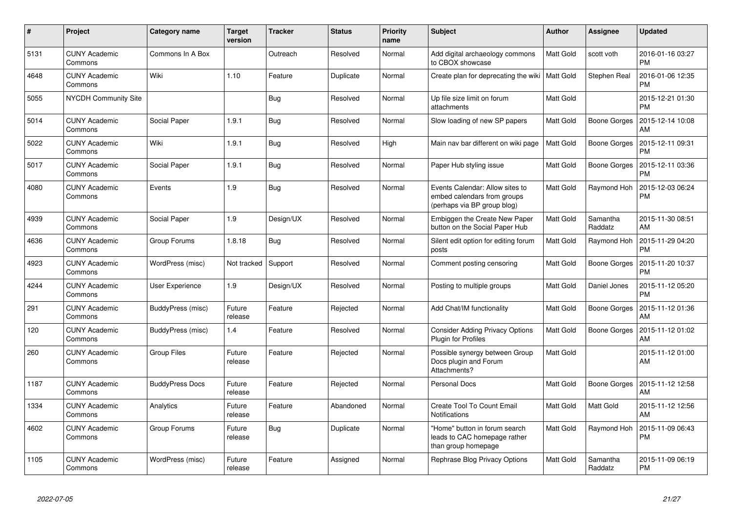| # | Project | Category name | Target version | Tracker | Status | Priority name | Subject | Author | Assignee | Updated |
|---|---|---|---|---|---|---|---|---|---|---|
| 5131 | CUNY Academic Commons | Commons In A Box | | Outreach | Resolved | Normal | Add digital archaeology commons to CBOX showcase | Matt Gold | scott voth | 2016-01-16 03:27 PM |
| 4648 | CUNY Academic Commons | Wiki | 1.10 | Feature | Duplicate | Normal | Create plan for deprecating the wiki | Matt Gold | Stephen Real | 2016-01-06 12:35 PM |
| 5055 | NYCDH Community Site | | | Bug | Resolved | Normal | Up file size limit on forum attachments | Matt Gold | | 2015-12-21 01:30 PM |
| 5014 | CUNY Academic Commons | Social Paper | 1.9.1 | Bug | Resolved | Normal | Slow loading of new SP papers | Matt Gold | Boone Gorges | 2015-12-14 10:08 AM |
| 5022 | CUNY Academic Commons | Wiki | 1.9.1 | Bug | Resolved | High | Main nav bar different on wiki page | Matt Gold | Boone Gorges | 2015-12-11 09:31 PM |
| 5017 | CUNY Academic Commons | Social Paper | 1.9.1 | Bug | Resolved | Normal | Paper Hub styling issue | Matt Gold | Boone Gorges | 2015-12-11 03:36 PM |
| 4080 | CUNY Academic Commons | Events | 1.9 | Bug | Resolved | Normal | Events Calendar: Allow sites to embed calendars from groups (perhaps via BP group blog) | Matt Gold | Raymond Hoh | 2015-12-03 06:24 PM |
| 4939 | CUNY Academic Commons | Social Paper | 1.9 | Design/UX | Resolved | Normal | Embiggen the Create New Paper button on the Social Paper Hub | Matt Gold | Samantha Raddatz | 2015-11-30 08:51 AM |
| 4636 | CUNY Academic Commons | Group Forums | 1.8.18 | Bug | Resolved | Normal | Silent edit option for editing forum posts | Matt Gold | Raymond Hoh | 2015-11-29 04:20 PM |
| 4923 | CUNY Academic Commons | WordPress (misc) | Not tracked | Support | Resolved | Normal | Comment posting censoring | Matt Gold | Boone Gorges | 2015-11-20 10:37 PM |
| 4244 | CUNY Academic Commons | User Experience | 1.9 | Design/UX | Resolved | Normal | Posting to multiple groups | Matt Gold | Daniel Jones | 2015-11-12 05:20 PM |
| 291 | CUNY Academic Commons | BuddyPress (misc) | Future release | Feature | Rejected | Normal | Add Chat/IM functionality | Matt Gold | Boone Gorges | 2015-11-12 01:36 AM |
| 120 | CUNY Academic Commons | BuddyPress (misc) | 1.4 | Feature | Resolved | Normal | Consider Adding Privacy Options Plugin for Profiles | Matt Gold | Boone Gorges | 2015-11-12 01:02 AM |
| 260 | CUNY Academic Commons | Group Files | Future release | Feature | Rejected | Normal | Possible synergy between Group Docs plugin and Forum Attachments? | Matt Gold | | 2015-11-12 01:00 AM |
| 1187 | CUNY Academic Commons | BuddyPress Docs | Future release | Feature | Rejected | Normal | Personal Docs | Matt Gold | Boone Gorges | 2015-11-12 12:58 AM |
| 1334 | CUNY Academic Commons | Analytics | Future release | Feature | Abandoned | Normal | Create Tool To Count Email Notifications | Matt Gold | Matt Gold | 2015-11-12 12:56 AM |
| 4602 | CUNY Academic Commons | Group Forums | Future release | Bug | Duplicate | Normal | "Home" button in forum search leads to CAC homepage rather than group homepage | Matt Gold | Raymond Hoh | 2015-11-09 06:43 PM |
| 1105 | CUNY Academic Commons | WordPress (misc) | Future release | Feature | Assigned | Normal | Rephrase Blog Privacy Options | Matt Gold | Samantha Raddatz | 2015-11-09 06:19 PM |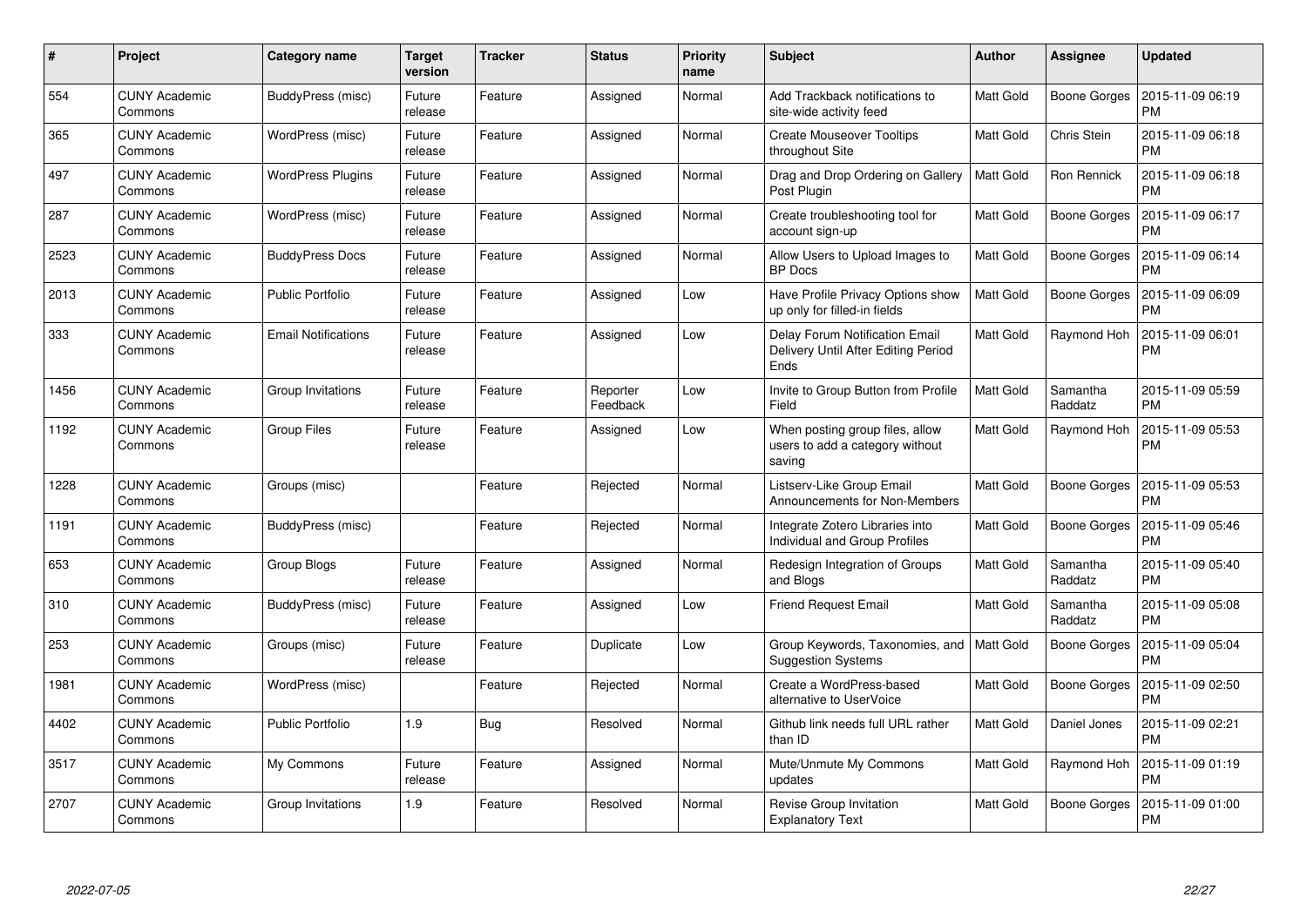| # | Project | Category name | Target version | Tracker | Status | Priority name | Subject | Author | Assignee | Updated |
|---|---|---|---|---|---|---|---|---|---|---|
| 554 | CUNY Academic Commons | BuddyPress (misc) | Future release | Feature | Assigned | Normal | Add Trackback notifications to site-wide activity feed | Matt Gold | Boone Gorges | 2015-11-09 06:19 PM |
| 365 | CUNY Academic Commons | WordPress (misc) | Future release | Feature | Assigned | Normal | Create Mouseover Tooltips throughout Site | Matt Gold | Chris Stein | 2015-11-09 06:18 PM |
| 497 | CUNY Academic Commons | WordPress Plugins | Future release | Feature | Assigned | Normal | Drag and Drop Ordering on Gallery Post Plugin | Matt Gold | Ron Rennick | 2015-11-09 06:18 PM |
| 287 | CUNY Academic Commons | WordPress (misc) | Future release | Feature | Assigned | Normal | Create troubleshooting tool for account sign-up | Matt Gold | Boone Gorges | 2015-11-09 06:17 PM |
| 2523 | CUNY Academic Commons | BuddyPress Docs | Future release | Feature | Assigned | Normal | Allow Users to Upload Images to BP Docs | Matt Gold | Boone Gorges | 2015-11-09 06:14 PM |
| 2013 | CUNY Academic Commons | Public Portfolio | Future release | Feature | Assigned | Low | Have Profile Privacy Options show up only for filled-in fields | Matt Gold | Boone Gorges | 2015-11-09 06:09 PM |
| 333 | CUNY Academic Commons | Email Notifications | Future release | Feature | Assigned | Low | Delay Forum Notification Email Delivery Until After Editing Period Ends | Matt Gold | Raymond Hoh | 2015-11-09 06:01 PM |
| 1456 | CUNY Academic Commons | Group Invitations | Future release | Feature | Reporter Feedback | Low | Invite to Group Button from Profile Field | Matt Gold | Samantha Raddatz | 2015-11-09 05:59 PM |
| 1192 | CUNY Academic Commons | Group Files | Future release | Feature | Assigned | Low | When posting group files, allow users to add a category without saving | Matt Gold | Raymond Hoh | 2015-11-09 05:53 PM |
| 1228 | CUNY Academic Commons | Groups (misc) | | Feature | Rejected | Normal | Listserv-Like Group Email Announcements for Non-Members | Matt Gold | Boone Gorges | 2015-11-09 05:53 PM |
| 1191 | CUNY Academic Commons | BuddyPress (misc) | | Feature | Rejected | Normal | Integrate Zotero Libraries into Individual and Group Profiles | Matt Gold | Boone Gorges | 2015-11-09 05:46 PM |
| 653 | CUNY Academic Commons | Group Blogs | Future release | Feature | Assigned | Normal | Redesign Integration of Groups and Blogs | Matt Gold | Samantha Raddatz | 2015-11-09 05:40 PM |
| 310 | CUNY Academic Commons | BuddyPress (misc) | Future release | Feature | Assigned | Low | Friend Request Email | Matt Gold | Samantha Raddatz | 2015-11-09 05:08 PM |
| 253 | CUNY Academic Commons | Groups (misc) | Future release | Feature | Duplicate | Low | Group Keywords, Taxonomies, and Suggestion Systems | Matt Gold | Boone Gorges | 2015-11-09 05:04 PM |
| 1981 | CUNY Academic Commons | WordPress (misc) | | Feature | Rejected | Normal | Create a WordPress-based alternative to UserVoice | Matt Gold | Boone Gorges | 2015-11-09 02:50 PM |
| 4402 | CUNY Academic Commons | Public Portfolio | 1.9 | Bug | Resolved | Normal | Github link needs full URL rather than ID | Matt Gold | Daniel Jones | 2015-11-09 02:21 PM |
| 3517 | CUNY Academic Commons | My Commons | Future release | Feature | Assigned | Normal | Mute/Unmute My Commons updates | Matt Gold | Raymond Hoh | 2015-11-09 01:19 PM |
| 2707 | CUNY Academic Commons | Group Invitations | 1.9 | Feature | Resolved | Normal | Revise Group Invitation Explanatory Text | Matt Gold | Boone Gorges | 2015-11-09 01:00 PM |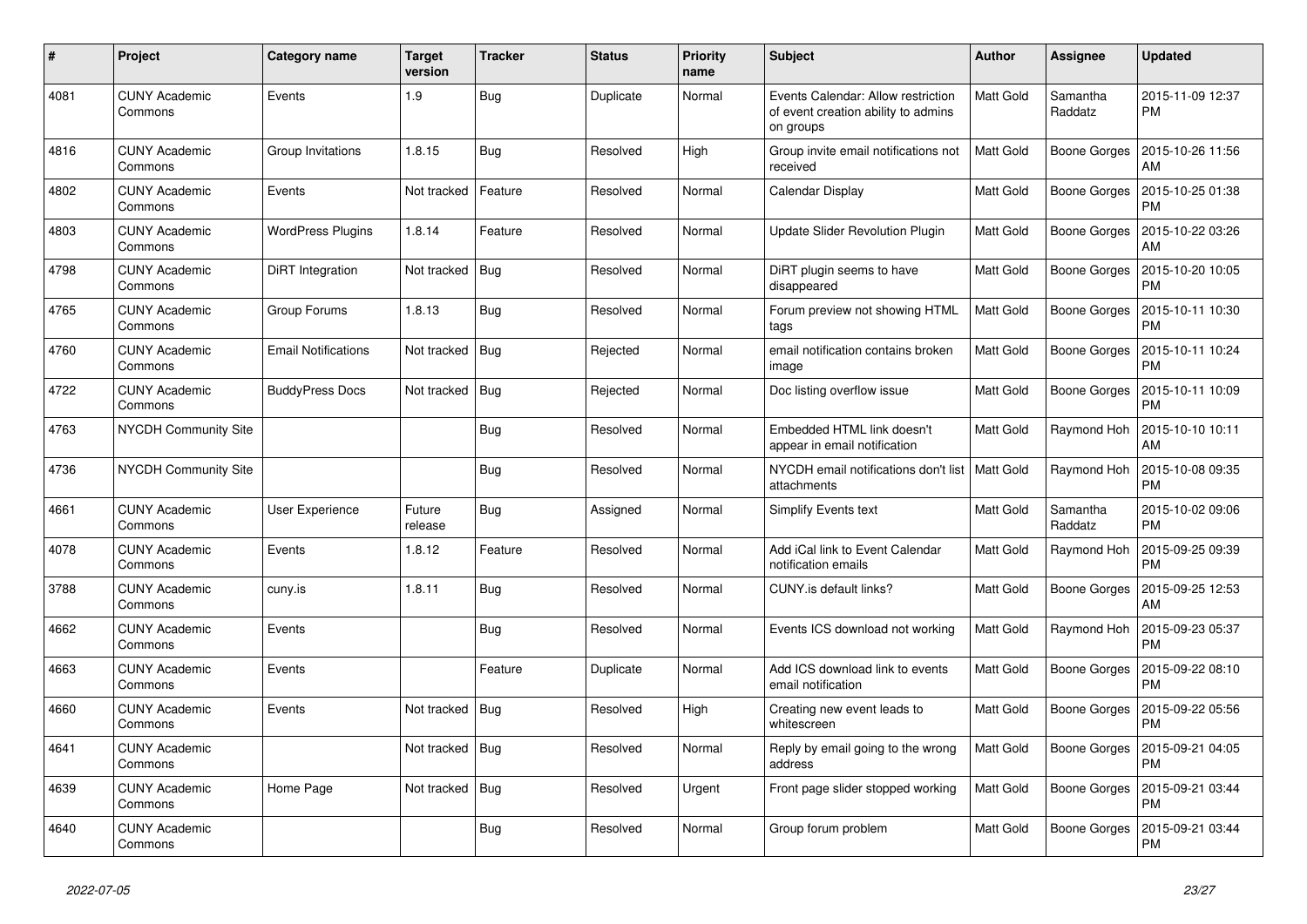| # | Project | Category name | Target version | Tracker | Status | Priority name | Subject | Author | Assignee | Updated |
|---|---|---|---|---|---|---|---|---|---|---|
| 4081 | CUNY Academic Commons | Events | 1.9 | Bug | Duplicate | Normal | Events Calendar: Allow restriction of event creation ability to admins on groups | Matt Gold | Samantha Raddatz | 2015-11-09 12:37 PM |
| 4816 | CUNY Academic Commons | Group Invitations | 1.8.15 | Bug | Resolved | High | Group invite email notifications not received | Matt Gold | Boone Gorges | 2015-10-26 11:56 AM |
| 4802 | CUNY Academic Commons | Events | Not tracked | Feature | Resolved | Normal | Calendar Display | Matt Gold | Boone Gorges | 2015-10-25 01:38 PM |
| 4803 | CUNY Academic Commons | WordPress Plugins | 1.8.14 | Feature | Resolved | Normal | Update Slider Revolution Plugin | Matt Gold | Boone Gorges | 2015-10-22 03:26 AM |
| 4798 | CUNY Academic Commons | DiRT Integration | Not tracked | Bug | Resolved | Normal | DiRT plugin seems to have disappeared | Matt Gold | Boone Gorges | 2015-10-20 10:05 PM |
| 4765 | CUNY Academic Commons | Group Forums | 1.8.13 | Bug | Resolved | Normal | Forum preview not showing HTML tags | Matt Gold | Boone Gorges | 2015-10-11 10:30 PM |
| 4760 | CUNY Academic Commons | Email Notifications | Not tracked | Bug | Rejected | Normal | email notification contains broken image | Matt Gold | Boone Gorges | 2015-10-11 10:24 PM |
| 4722 | CUNY Academic Commons | BuddyPress Docs | Not tracked | Bug | Rejected | Normal | Doc listing overflow issue | Matt Gold | Boone Gorges | 2015-10-11 10:09 PM |
| 4763 | NYCDH Community Site | | | Bug | Resolved | Normal | Embedded HTML link doesn't appear in email notification | Matt Gold | Raymond Hoh | 2015-10-10 10:11 AM |
| 4736 | NYCDH Community Site | | | Bug | Resolved | Normal | NYCDH email notifications don't list attachments | Matt Gold | Raymond Hoh | 2015-10-08 09:35 PM |
| 4661 | CUNY Academic Commons | User Experience | Future release | Bug | Assigned | Normal | Simplify Events text | Matt Gold | Samantha Raddatz | 2015-10-02 09:06 PM |
| 4078 | CUNY Academic Commons | Events | 1.8.12 | Feature | Resolved | Normal | Add iCal link to Event Calendar notification emails | Matt Gold | Raymond Hoh | 2015-09-25 09:39 PM |
| 3788 | CUNY Academic Commons | cuny.is | 1.8.11 | Bug | Resolved | Normal | CUNY.is default links? | Matt Gold | Boone Gorges | 2015-09-25 12:53 AM |
| 4662 | CUNY Academic Commons | Events | | Bug | Resolved | Normal | Events ICS download not working | Matt Gold | Raymond Hoh | 2015-09-23 05:37 PM |
| 4663 | CUNY Academic Commons | Events | | Feature | Duplicate | Normal | Add ICS download link to events email notification | Matt Gold | Boone Gorges | 2015-09-22 08:10 PM |
| 4660 | CUNY Academic Commons | Events | Not tracked | Bug | Resolved | High | Creating new event leads to whitescreen | Matt Gold | Boone Gorges | 2015-09-22 05:56 PM |
| 4641 | CUNY Academic Commons | | Not tracked | Bug | Resolved | Normal | Reply by email going to the wrong address | Matt Gold | Boone Gorges | 2015-09-21 04:05 PM |
| 4639 | CUNY Academic Commons | Home Page | Not tracked | Bug | Resolved | Urgent | Front page slider stopped working | Matt Gold | Boone Gorges | 2015-09-21 03:44 PM |
| 4640 | CUNY Academic Commons | | | Bug | Resolved | Normal | Group forum problem | Matt Gold | Boone Gorges | 2015-09-21 03:44 PM |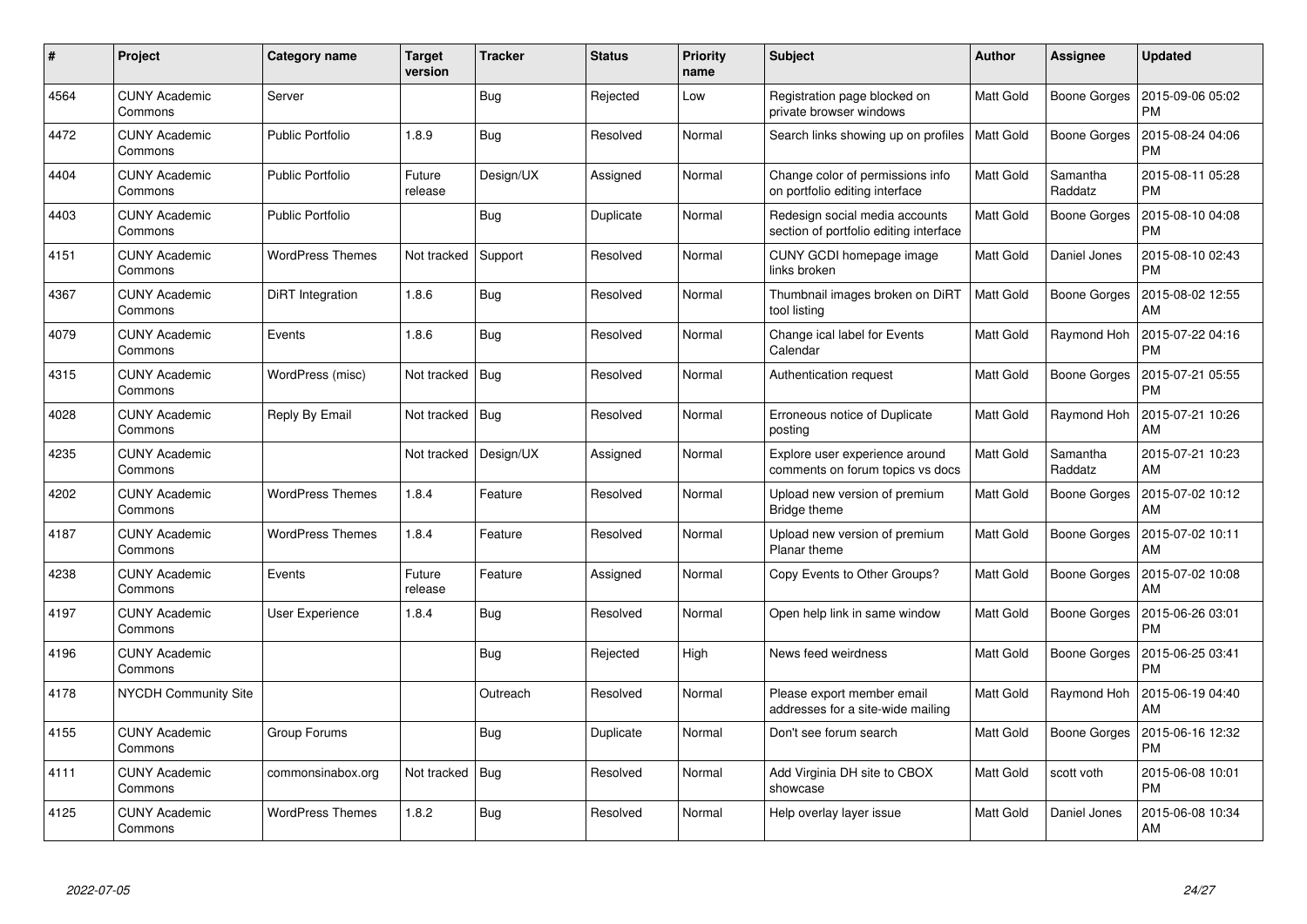| # | Project | Category name | Target version | Tracker | Status | Priority name | Subject | Author | Assignee | Updated |
|---|---|---|---|---|---|---|---|---|---|---|
| 4564 | CUNY Academic Commons | Server | | Bug | Rejected | Low | Registration page blocked on private browser windows | Matt Gold | Boone Gorges | 2015-09-06 05:02 PM |
| 4472 | CUNY Academic Commons | Public Portfolio | 1.8.9 | Bug | Resolved | Normal | Search links showing up on profiles | Matt Gold | Boone Gorges | 2015-08-24 04:06 PM |
| 4404 | CUNY Academic Commons | Public Portfolio | Future release | Design/UX | Assigned | Normal | Change color of permissions info on portfolio editing interface | Matt Gold | Samantha Raddatz | 2015-08-11 05:28 PM |
| 4403 | CUNY Academic Commons | Public Portfolio | | Bug | Duplicate | Normal | Redesign social media accounts section of portfolio editing interface | Matt Gold | Boone Gorges | 2015-08-10 04:08 PM |
| 4151 | CUNY Academic Commons | WordPress Themes | Not tracked | Support | Resolved | Normal | CUNY GCDI homepage image links broken | Matt Gold | Daniel Jones | 2015-08-10 02:43 PM |
| 4367 | CUNY Academic Commons | DiRT Integration | 1.8.6 | Bug | Resolved | Normal | Thumbnail images broken on DiRT tool listing | Matt Gold | Boone Gorges | 2015-08-02 12:55 AM |
| 4079 | CUNY Academic Commons | Events | 1.8.6 | Bug | Resolved | Normal | Change ical label for Events Calendar | Matt Gold | Raymond Hoh | 2015-07-22 04:16 PM |
| 4315 | CUNY Academic Commons | WordPress (misc) | Not tracked | Bug | Resolved | Normal | Authentication request | Matt Gold | Boone Gorges | 2015-07-21 05:55 PM |
| 4028 | CUNY Academic Commons | Reply By Email | Not tracked | Bug | Resolved | Normal | Erroneous notice of Duplicate posting | Matt Gold | Raymond Hoh | 2015-07-21 10:26 AM |
| 4235 | CUNY Academic Commons | | Not tracked | Design/UX | Assigned | Normal | Explore user experience around comments on forum topics vs docs | Matt Gold | Samantha Raddatz | 2015-07-21 10:23 AM |
| 4202 | CUNY Academic Commons | WordPress Themes | 1.8.4 | Feature | Resolved | Normal | Upload new version of premium Bridge theme | Matt Gold | Boone Gorges | 2015-07-02 10:12 AM |
| 4187 | CUNY Academic Commons | WordPress Themes | 1.8.4 | Feature | Resolved | Normal | Upload new version of premium Planar theme | Matt Gold | Boone Gorges | 2015-07-02 10:11 AM |
| 4238 | CUNY Academic Commons | Events | Future release | Feature | Assigned | Normal | Copy Events to Other Groups? | Matt Gold | Boone Gorges | 2015-07-02 10:08 AM |
| 4197 | CUNY Academic Commons | User Experience | 1.8.4 | Bug | Resolved | Normal | Open help link in same window | Matt Gold | Boone Gorges | 2015-06-26 03:01 PM |
| 4196 | CUNY Academic Commons | | | Bug | Rejected | High | News feed weirdness | Matt Gold | Boone Gorges | 2015-06-25 03:41 PM |
| 4178 | NYCDH Community Site | | | Outreach | Resolved | Normal | Please export member email addresses for a site-wide mailing | Matt Gold | Raymond Hoh | 2015-06-19 04:40 AM |
| 4155 | CUNY Academic Commons | Group Forums | | Bug | Duplicate | Normal | Don't see forum search | Matt Gold | Boone Gorges | 2015-06-16 12:32 PM |
| 4111 | CUNY Academic Commons | commonsinabox.org | Not tracked | Bug | Resolved | Normal | Add Virginia DH site to CBOX showcase | Matt Gold | scott voth | 2015-06-08 10:01 PM |
| 4125 | CUNY Academic Commons | WordPress Themes | 1.8.2 | Bug | Resolved | Normal | Help overlay layer issue | Matt Gold | Daniel Jones | 2015-06-08 10:34 AM |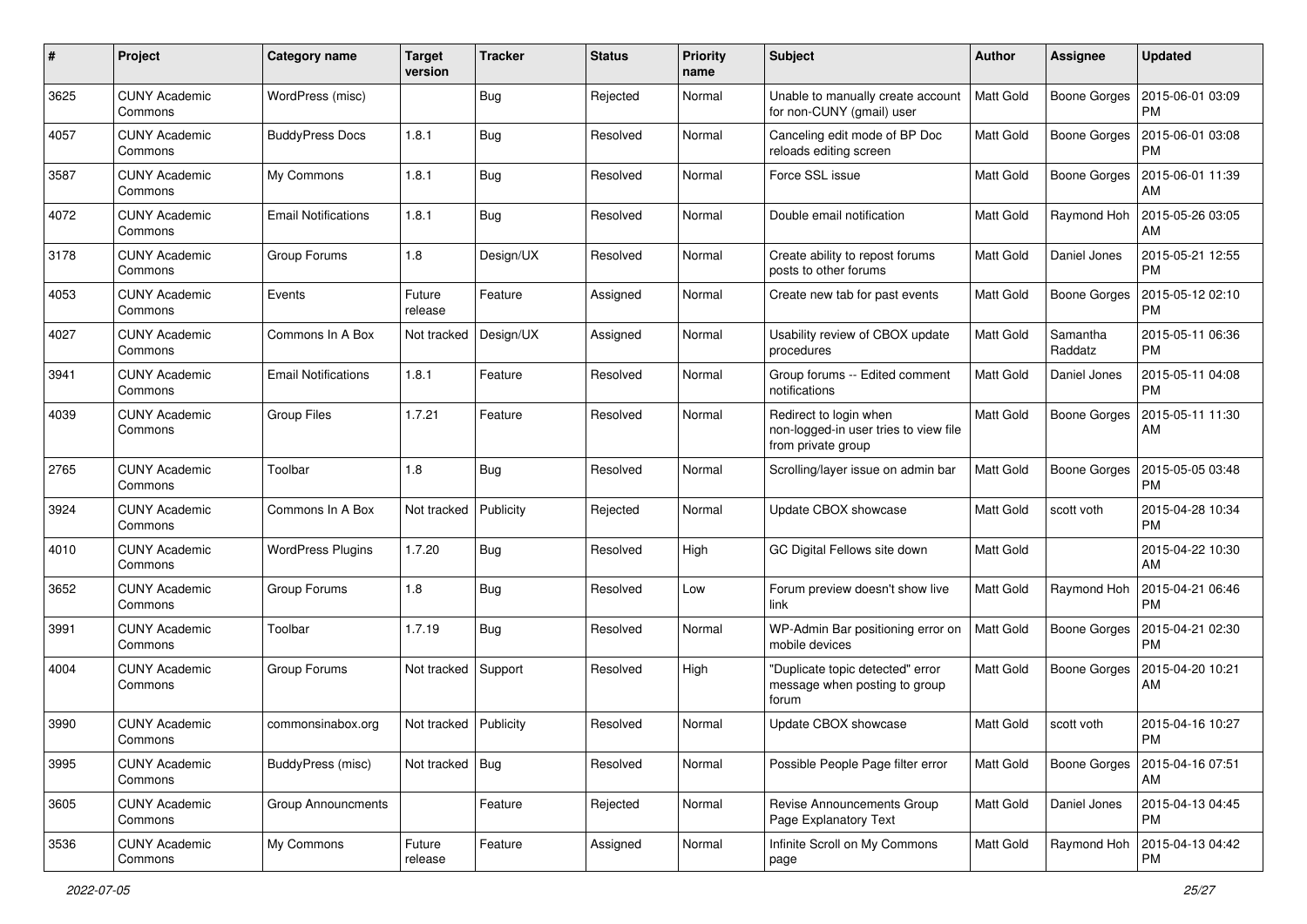| # | Project | Category name | Target version | Tracker | Status | Priority name | Subject | Author | Assignee | Updated |
|---|---|---|---|---|---|---|---|---|---|---|
| 3625 | CUNY Academic Commons | WordPress (misc) | | Bug | Rejected | Normal | Unable to manually create account for non-CUNY (gmail) user | Matt Gold | Boone Gorges | 2015-06-01 03:09 PM |
| 4057 | CUNY Academic Commons | BuddyPress Docs | 1.8.1 | Bug | Resolved | Normal | Canceling edit mode of BP Doc reloads editing screen | Matt Gold | Boone Gorges | 2015-06-01 03:08 PM |
| 3587 | CUNY Academic Commons | My Commons | 1.8.1 | Bug | Resolved | Normal | Force SSL issue | Matt Gold | Boone Gorges | 2015-06-01 11:39 AM |
| 4072 | CUNY Academic Commons | Email Notifications | 1.8.1 | Bug | Resolved | Normal | Double email notification | Matt Gold | Raymond Hoh | 2015-05-26 03:05 AM |
| 3178 | CUNY Academic Commons | Group Forums | 1.8 | Design/UX | Resolved | Normal | Create ability to repost forums posts to other forums | Matt Gold | Daniel Jones | 2015-05-21 12:55 PM |
| 4053 | CUNY Academic Commons | Events | Future release | Feature | Assigned | Normal | Create new tab for past events | Matt Gold | Boone Gorges | 2015-05-12 02:10 PM |
| 4027 | CUNY Academic Commons | Commons In A Box | Not tracked | Design/UX | Assigned | Normal | Usability review of CBOX update procedures | Matt Gold | Samantha Raddatz | 2015-05-11 06:36 PM |
| 3941 | CUNY Academic Commons | Email Notifications | 1.8.1 | Feature | Resolved | Normal | Group forums -- Edited comment notifications | Matt Gold | Daniel Jones | 2015-05-11 04:08 PM |
| 4039 | CUNY Academic Commons | Group Files | 1.7.21 | Feature | Resolved | Normal | Redirect to login when non-logged-in user tries to view file from private group | Matt Gold | Boone Gorges | 2015-05-11 11:30 AM |
| 2765 | CUNY Academic Commons | Toolbar | 1.8 | Bug | Resolved | Normal | Scrolling/layer issue on admin bar | Matt Gold | Boone Gorges | 2015-05-05 03:48 PM |
| 3924 | CUNY Academic Commons | Commons In A Box | Not tracked | Publicity | Rejected | Normal | Update CBOX showcase | Matt Gold | scott voth | 2015-04-28 10:34 PM |
| 4010 | CUNY Academic Commons | WordPress Plugins | 1.7.20 | Bug | Resolved | High | GC Digital Fellows site down | Matt Gold | | 2015-04-22 10:30 AM |
| 3652 | CUNY Academic Commons | Group Forums | 1.8 | Bug | Resolved | Low | Forum preview doesn't show live link | Matt Gold | Raymond Hoh | 2015-04-21 06:46 PM |
| 3991 | CUNY Academic Commons | Toolbar | 1.7.19 | Bug | Resolved | Normal | WP-Admin Bar positioning error on mobile devices | Matt Gold | Boone Gorges | 2015-04-21 02:30 PM |
| 4004 | CUNY Academic Commons | Group Forums | Not tracked | Support | Resolved | High | "Duplicate topic detected" error message when posting to group forum | Matt Gold | Boone Gorges | 2015-04-20 10:21 AM |
| 3990 | CUNY Academic Commons | commonsinabox.org | Not tracked | Publicity | Resolved | Normal | Update CBOX showcase | Matt Gold | scott voth | 2015-04-16 10:27 PM |
| 3995 | CUNY Academic Commons | BuddyPress (misc) | Not tracked | Bug | Resolved | Normal | Possible People Page filter error | Matt Gold | Boone Gorges | 2015-04-16 07:51 AM |
| 3605 | CUNY Academic Commons | Group Announcments | | Feature | Rejected | Normal | Revise Announcements Group Page Explanatory Text | Matt Gold | Daniel Jones | 2015-04-13 04:45 PM |
| 3536 | CUNY Academic Commons | My Commons | Future release | Feature | Assigned | Normal | Infinite Scroll on My Commons page | Matt Gold | Raymond Hoh | 2015-04-13 04:42 PM |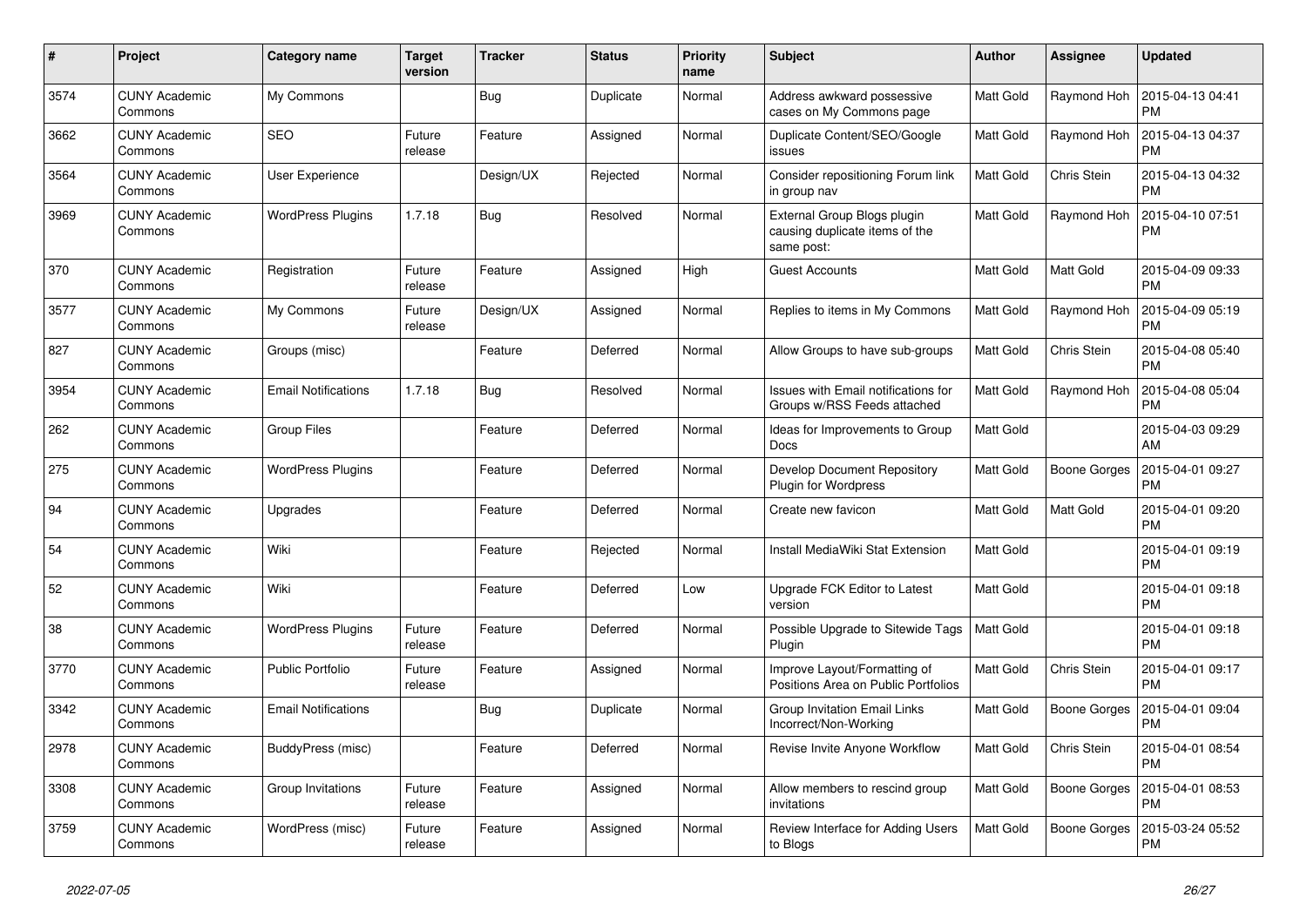| # | Project | Category name | Target version | Tracker | Status | Priority name | Subject | Author | Assignee | Updated |
|---|---|---|---|---|---|---|---|---|---|---|
| 3574 | CUNY Academic Commons | My Commons | | Bug | Duplicate | Normal | Address awkward possessive cases on My Commons page | Matt Gold | Raymond Hoh | 2015-04-13 04:41 PM |
| 3662 | CUNY Academic Commons | SEO | Future release | Feature | Assigned | Normal | Duplicate Content/SEO/Google issues | Matt Gold | Raymond Hoh | 2015-04-13 04:37 PM |
| 3564 | CUNY Academic Commons | User Experience | | Design/UX | Rejected | Normal | Consider repositioning Forum link in group nav | Matt Gold | Chris Stein | 2015-04-13 04:32 PM |
| 3969 | CUNY Academic Commons | WordPress Plugins | 1.7.18 | Bug | Resolved | Normal | External Group Blogs plugin causing duplicate items of the same post: | Matt Gold | Raymond Hoh | 2015-04-10 07:51 PM |
| 370 | CUNY Academic Commons | Registration | Future release | Feature | Assigned | High | Guest Accounts | Matt Gold | Matt Gold | 2015-04-09 09:33 PM |
| 3577 | CUNY Academic Commons | My Commons | Future release | Design/UX | Assigned | Normal | Replies to items in My Commons | Matt Gold | Raymond Hoh | 2015-04-09 05:19 PM |
| 827 | CUNY Academic Commons | Groups (misc) | | Feature | Deferred | Normal | Allow Groups to have sub-groups | Matt Gold | Chris Stein | 2015-04-08 05:40 PM |
| 3954 | CUNY Academic Commons | Email Notifications | 1.7.18 | Bug | Resolved | Normal | Issues with Email notifications for Groups w/RSS Feeds attached | Matt Gold | Raymond Hoh | 2015-04-08 05:04 PM |
| 262 | CUNY Academic Commons | Group Files | | Feature | Deferred | Normal | Ideas for Improvements to Group Docs | Matt Gold | | 2015-04-03 09:29 AM |
| 275 | CUNY Academic Commons | WordPress Plugins | | Feature | Deferred | Normal | Develop Document Repository Plugin for Wordpress | Matt Gold | Boone Gorges | 2015-04-01 09:27 PM |
| 94 | CUNY Academic Commons | Upgrades | | Feature | Deferred | Normal | Create new favicon | Matt Gold | Matt Gold | 2015-04-01 09:20 PM |
| 54 | CUNY Academic Commons | Wiki | | Feature | Rejected | Normal | Install MediaWiki Stat Extension | Matt Gold | | 2015-04-01 09:19 PM |
| 52 | CUNY Academic Commons | Wiki | | Feature | Deferred | Low | Upgrade FCK Editor to Latest version | Matt Gold | | 2015-04-01 09:18 PM |
| 38 | CUNY Academic Commons | WordPress Plugins | Future release | Feature | Deferred | Normal | Possible Upgrade to Sitewide Tags Plugin | Matt Gold | | 2015-04-01 09:18 PM |
| 3770 | CUNY Academic Commons | Public Portfolio | Future release | Feature | Assigned | Normal | Improve Layout/Formatting of Positions Area on Public Portfolios | Matt Gold | Chris Stein | 2015-04-01 09:17 PM |
| 3342 | CUNY Academic Commons | Email Notifications | | Bug | Duplicate | Normal | Group Invitation Email Links Incorrect/Non-Working | Matt Gold | Boone Gorges | 2015-04-01 09:04 PM |
| 2978 | CUNY Academic Commons | BuddyPress (misc) | | Feature | Deferred | Normal | Revise Invite Anyone Workflow | Matt Gold | Chris Stein | 2015-04-01 08:54 PM |
| 3308 | CUNY Academic Commons | Group Invitations | Future release | Feature | Assigned | Normal | Allow members to rescind group invitations | Matt Gold | Boone Gorges | 2015-04-01 08:53 PM |
| 3759 | CUNY Academic Commons | WordPress (misc) | Future release | Feature | Assigned | Normal | Review Interface for Adding Users to Blogs | Matt Gold | Boone Gorges | 2015-03-24 05:52 PM |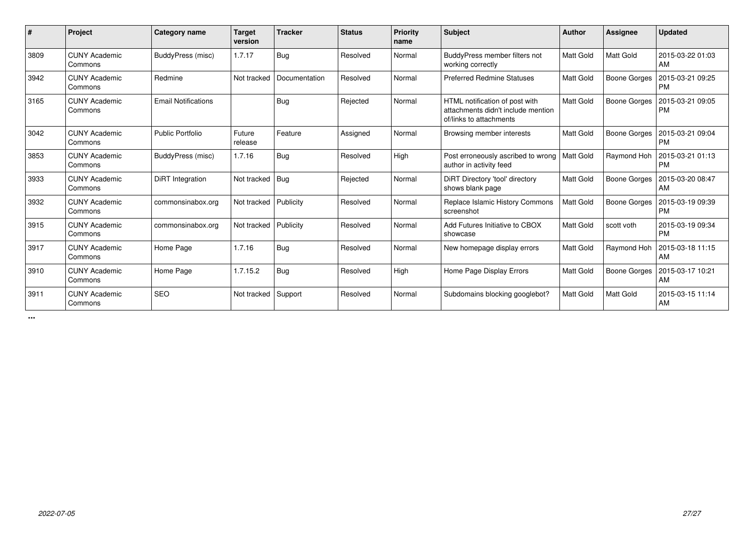| # | Project | Category name | Target version | Tracker | Status | Priority name | Subject | Author | Assignee | Updated |
|---|---|---|---|---|---|---|---|---|---|---|
| 3809 | CUNY Academic Commons | BuddyPress (misc) | 1.7.17 | Bug | Resolved | Normal | BuddyPress member filters not working correctly | Matt Gold | Matt Gold | 2015-03-22 01:03 AM |
| 3942 | CUNY Academic Commons | Redmine | Not tracked | Documentation | Resolved | Normal | Preferred Redmine Statuses | Matt Gold | Boone Gorges | 2015-03-21 09:25 PM |
| 3165 | CUNY Academic Commons | Email Notifications | | Bug | Rejected | Normal | HTML notification of post with attachments didn't include mention of/links to attachments | Matt Gold | Boone Gorges | 2015-03-21 09:05 PM |
| 3042 | CUNY Academic Commons | Public Portfolio | Future release | Feature | Assigned | Normal | Browsing member interests | Matt Gold | Boone Gorges | 2015-03-21 09:04 PM |
| 3853 | CUNY Academic Commons | BuddyPress (misc) | 1.7.16 | Bug | Resolved | High | Post erroneously ascribed to wrong author in activity feed | Matt Gold | Raymond Hoh | 2015-03-21 01:13 PM |
| 3933 | CUNY Academic Commons | DiRT Integration | Not tracked | Bug | Rejected | Normal | DiRT Directory 'tool' directory shows blank page | Matt Gold | Boone Gorges | 2015-03-20 08:47 AM |
| 3932 | CUNY Academic Commons | commonsinabox.org | Not tracked | Publicity | Resolved | Normal | Replace Islamic History Commons screenshot | Matt Gold | Boone Gorges | 2015-03-19 09:39 PM |
| 3915 | CUNY Academic Commons | commonsinabox.org | Not tracked | Publicity | Resolved | Normal | Add Futures Initiative to CBOX showcase | Matt Gold | scott voth | 2015-03-19 09:34 PM |
| 3917 | CUNY Academic Commons | Home Page | 1.7.16 | Bug | Resolved | Normal | New homepage display errors | Matt Gold | Raymond Hoh | 2015-03-18 11:15 AM |
| 3910 | CUNY Academic Commons | Home Page | 1.7.15.2 | Bug | Resolved | High | Home Page Display Errors | Matt Gold | Boone Gorges | 2015-03-17 10:21 AM |
| 3911 | CUNY Academic Commons | SEO | Not tracked | Support | Resolved | Normal | Subdomains blocking googlebot? | Matt Gold | Matt Gold | 2015-03-15 11:14 AM |

...